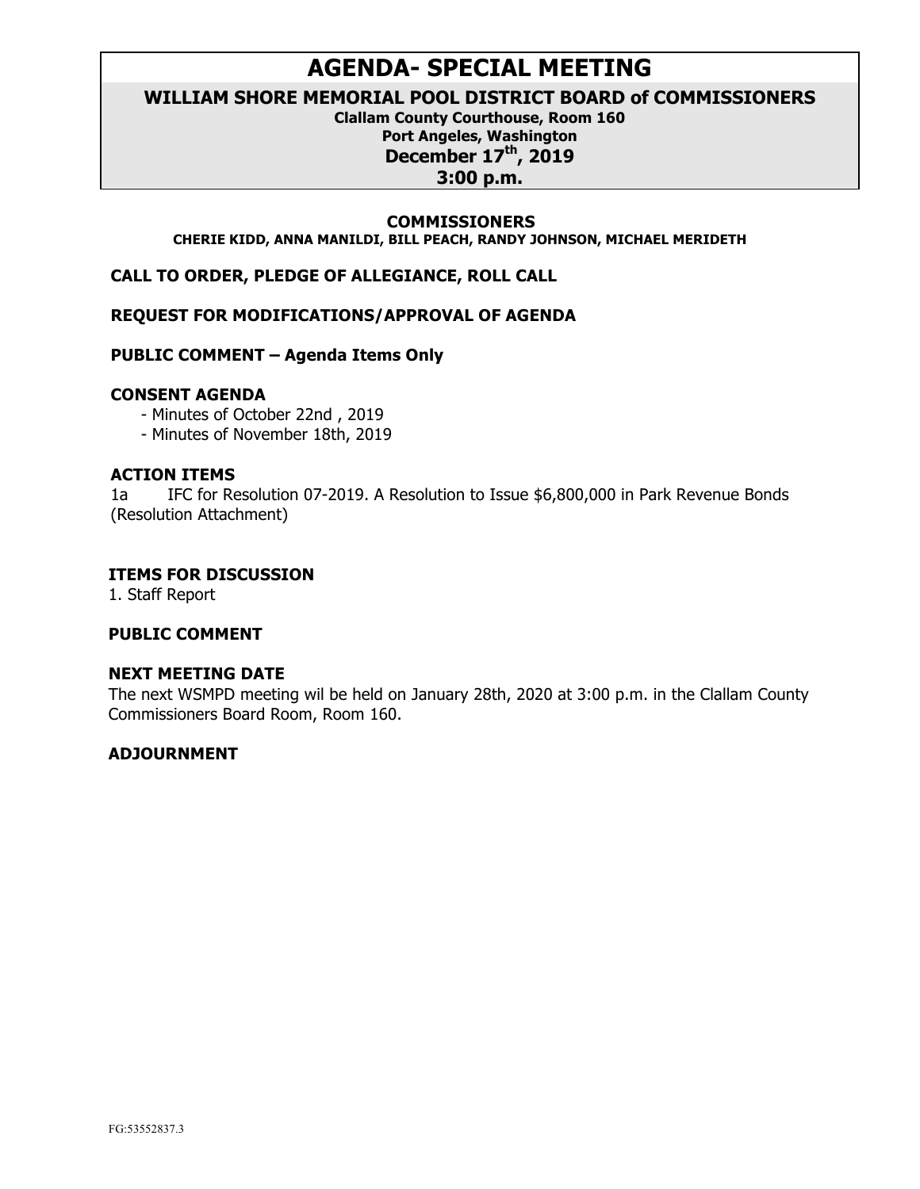# AGENDA- SPECIAL MEETING

## WILLIAM SHORE MEMORIAL POOL DISTRICT BOARD of COMMISSIONERS

**Clallam County Courthouse, Room 160**
**Port Angeles, Washington**
**December 17th, 2019**
**3:00 p.m.**

**COMMISSIONERS**
**CHERIE KIDD, ANNA MANILDI, BILL PEACH, RANDY JOHNSON, MICHAEL MERIDETH**

**CALL TO ORDER, PLEDGE OF ALLEGIANCE, ROLL CALL**

**REQUEST FOR MODIFICATIONS/APPROVAL OF AGENDA**

**PUBLIC COMMENT – Agenda Items Only**

**CONSENT AGENDA**

- Minutes of October 22nd , 2019
- Minutes of November 18th, 2019

**ACTION ITEMS**

1a IFC for Resolution 07-2019. A Resolution to Issue $6,800,000 in Park Revenue Bonds (Resolution Attachment)

**ITEMS FOR DISCUSSION**

1. Staff Report

**PUBLIC COMMENT**

**NEXT MEETING DATE**

The next WSMPD meeting wil be held on January 28th, 2020 at 3:00 p.m. in the Clallam County Commissioners Board Room, Room 160.

**ADJOURNMENT**

FG:53552837.3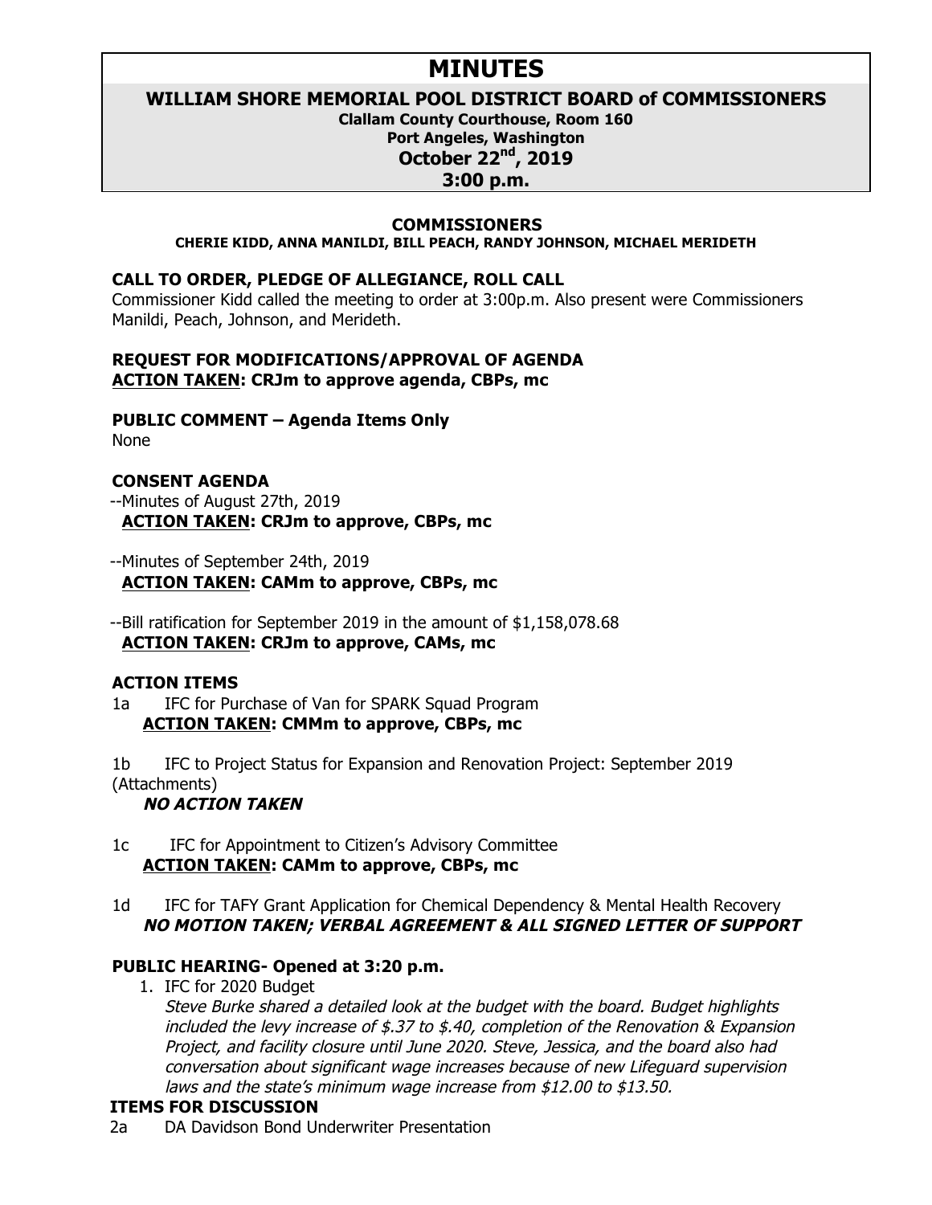# MINUTES

## WILLIAM SHORE MEMORIAL POOL DISTRICT BOARD of COMMISSIONERS

**Clallam County Courthouse, Room 160**
**Port Angeles, Washington**
**October 22nd, 2019**
**3:00 p.m.**

### COMMISSIONERS

**CHERIE KIDD, ANNA MANILDI, BILL PEACH, RANDY JOHNSON, MICHAEL MERIDETH**

### CALL TO ORDER, PLEDGE OF ALLEGIANCE, ROLL CALL

Commissioner Kidd called the meeting to order at 3:00p.m. Also present were Commissioners Manildi, Peach, Johnson, and Merideth.

### REQUEST FOR MODIFICATIONS/APPROVAL OF AGENDA

**ACTION TAKEN: CRJm to approve agenda, CBPs, mc**

### PUBLIC COMMENT – Agenda Items Only

None

### CONSENT AGENDA

--Minutes of August 27th, 2019
**ACTION TAKEN: CRJm to approve, CBPs, mc**

--Minutes of September 24th, 2019
**ACTION TAKEN: CAMm to approve, CBPs, mc**

--Bill ratification for September 2019 in the amount of $1,158,078.68
**ACTION TAKEN: CRJm to approve, CAMs, mc**

### ACTION ITEMS

1a IFC for Purchase of Van for SPARK Squad Program
**ACTION TAKEN: CMMm to approve, CBPs, mc**

1b IFC to Project Status for Expansion and Renovation Project: September 2019 (Attachments)
***NO ACTION TAKEN***

1c IFC for Appointment to Citizen's Advisory Committee
**ACTION TAKEN: CAMm to approve, CBPs, mc**

1d IFC for TAFY Grant Application for Chemical Dependency & Mental Health Recovery
***NO MOTION TAKEN; VERBAL AGREEMENT & ALL SIGNED LETTER OF SUPPORT***

### PUBLIC HEARING- Opened at 3:20 p.m.

1. IFC for 2020 Budget
   *Steve Burke shared a detailed look at the budget with the board. Budget highlights included the levy increase of $.37 to $.40, completion of the Renovation & Expansion Project, and facility closure until June 2020. Steve, Jessica, and the board also had conversation about significant wage increases because of new Lifeguard supervision laws and the state's minimum wage increase from $12.00 to $13.50.*

### ITEMS FOR DISCUSSION

2a DA Davidson Bond Underwriter Presentation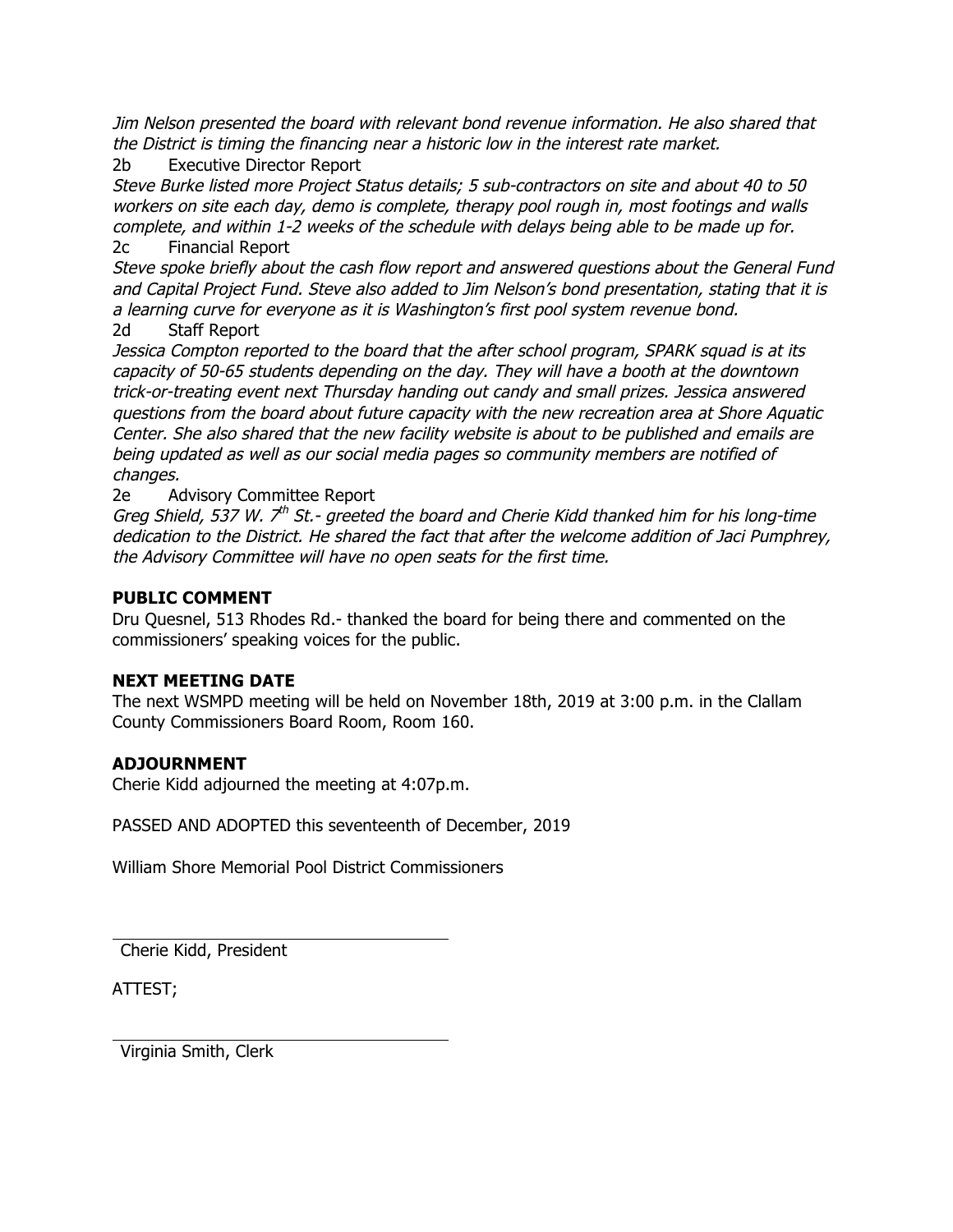*Jim Nelson presented the board with relevant bond revenue information. He also shared that the District is timing the financing near a historic low in the interest rate market.*

2b Executive Director Report

*Steve Burke listed more Project Status details; 5 sub-contractors on site and about 40 to 50 workers on site each day, demo is complete, therapy pool rough in, most footings and walls complete, and within 1-2 weeks of the schedule with delays being able to be made up for.*

2c Financial Report

*Steve spoke briefly about the cash flow report and answered questions about the General Fund and Capital Project Fund. Steve also added to Jim Nelson's bond presentation, stating that it is a learning curve for everyone as it is Washington's first pool system revenue bond.*

2d Staff Report

*Jessica Compton reported to the board that the after school program, SPARK squad is at its capacity of 50-65 students depending on the day. They will have a booth at the downtown trick-or-treating event next Thursday handing out candy and small prizes. Jessica answered questions from the board about future capacity with the new recreation area at Shore Aquatic Center. She also shared that the new facility website is about to be published and emails are being updated as well as our social media pages so community members are notified of changes.*

2e Advisory Committee Report

*Greg Shield, 537 W. 7th St.- greeted the board and Cherie Kidd thanked him for his long-time dedication to the District. He shared the fact that after the welcome addition of Jaci Pumphrey, the Advisory Committee will have no open seats for the first time.*

## PUBLIC COMMENT

Dru Quesnel, 513 Rhodes Rd.- thanked the board for being there and commented on the commissioners' speaking voices for the public.

## NEXT MEETING DATE

The next WSMPD meeting will be held on November 18th, 2019 at 3:00 p.m. in the Clallam County Commissioners Board Room, Room 160.

## ADJOURNMENT

Cherie Kidd adjourned the meeting at 4:07p.m.

PASSED AND ADOPTED this seventeenth of December, 2019

William Shore Memorial Pool District Commissioners

Cherie Kidd, President

ATTEST;

Virginia Smith, Clerk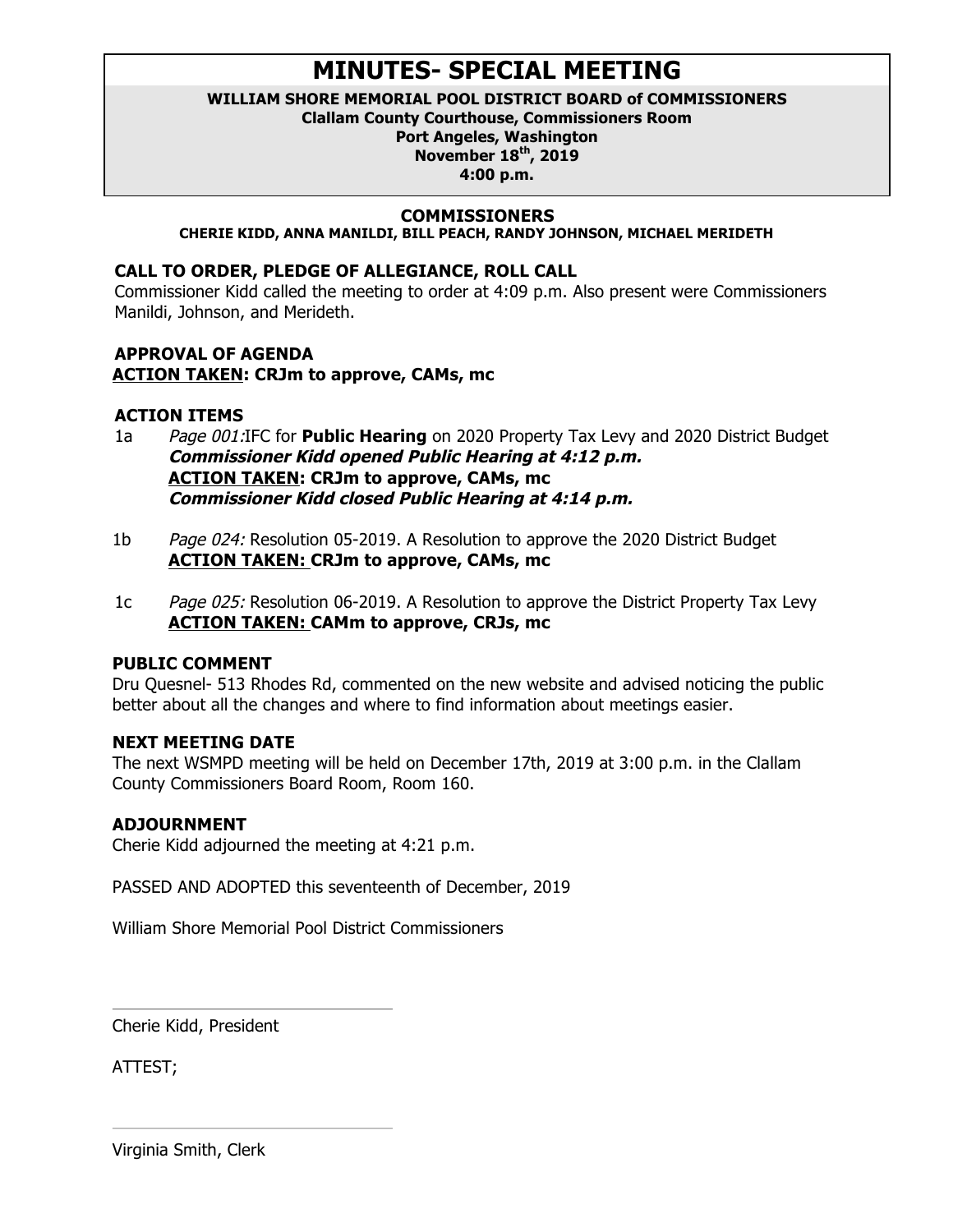# MINUTES- SPECIAL MEETING

**WILLIAM SHORE MEMORIAL POOL DISTRICT BOARD of COMMISSIONERS**
**Clallam County Courthouse, Commissioners Room**
**Port Angeles, Washington**
**November 18th, 2019**
**4:00 p.m.**

### COMMISSIONERS

**CHERIE KIDD, ANNA MANILDI, BILL PEACH, RANDY JOHNSON, MICHAEL MERIDETH**

### CALL TO ORDER, PLEDGE OF ALLEGIANCE, ROLL CALL

Commissioner Kidd called the meeting to order at 4:09 p.m. Also present were Commissioners Manildi, Johnson, and Merideth.

### APPROVAL OF AGENDA

**ACTION TAKEN: CRJm to approve, CAMs, mc**

### ACTION ITEMS

1a *Page 001:* IFC for **Public Hearing** on 2020 Property Tax Levy and 2020 District Budget
***Commissioner Kidd opened Public Hearing at 4:12 p.m.***
**ACTION TAKEN: CRJm to approve, CAMs, mc**
***Commissioner Kidd closed Public Hearing at 4:14 p.m.***

1b *Page 024:* Resolution 05-2019. A Resolution to approve the 2020 District Budget
**ACTION TAKEN: CRJm to approve, CAMs, mc**

1c *Page 025:* Resolution 06-2019. A Resolution to approve the District Property Tax Levy
**ACTION TAKEN: CAMm to approve, CRJs, mc**

### PUBLIC COMMENT

Dru Quesnel- 513 Rhodes Rd, commented on the new website and advised noticing the public better about all the changes and where to find information about meetings easier.

### NEXT MEETING DATE

The next WSMPD meeting will be held on December 17th, 2019 at 3:00 p.m. in the Clallam County Commissioners Board Room, Room 160.

### ADJOURNMENT

Cherie Kidd adjourned the meeting at 4:21 p.m.

PASSED AND ADOPTED this seventeenth of December, 2019

William Shore Memorial Pool District Commissioners

_______________________________
Cherie Kidd, President

ATTEST;

_______________________________
Virginia Smith, Clerk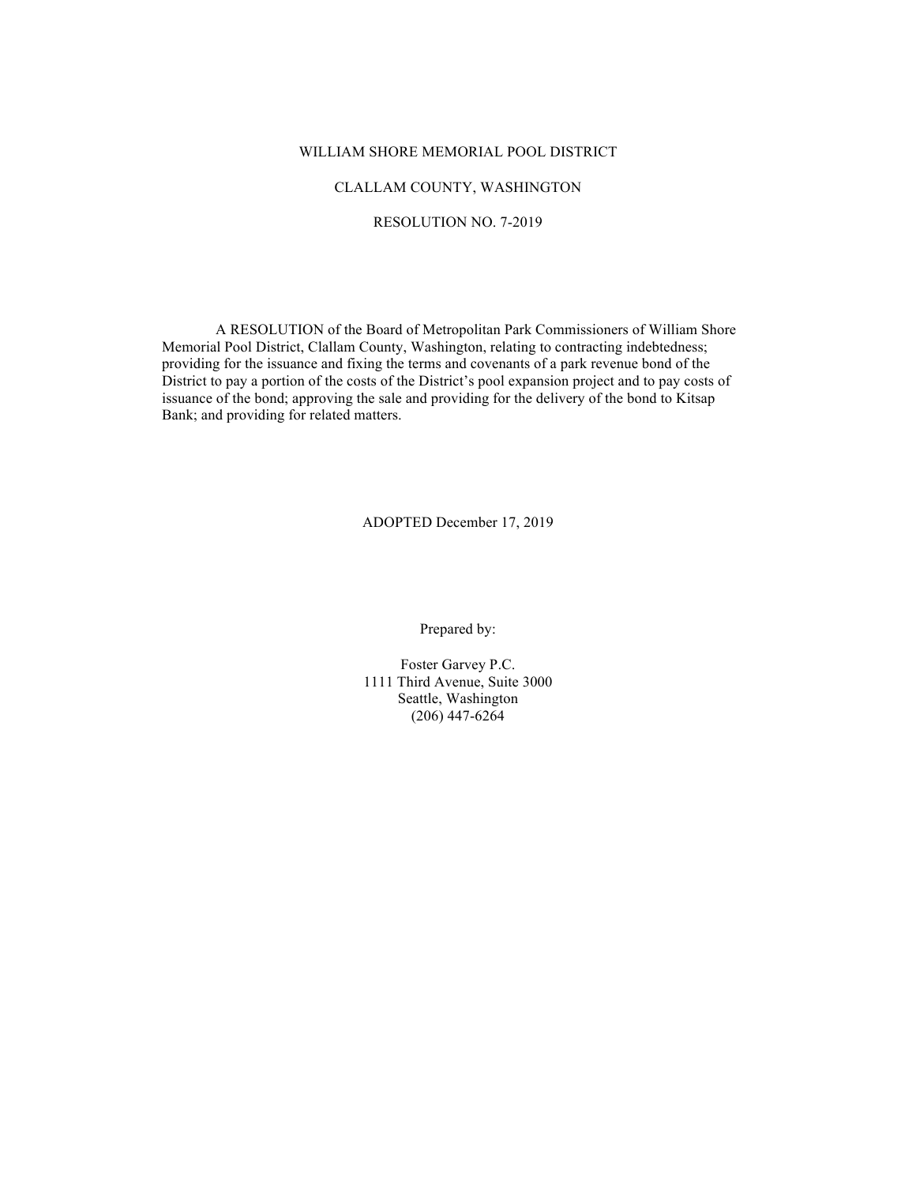WILLIAM SHORE MEMORIAL POOL DISTRICT

CLALLAM COUNTY, WASHINGTON

RESOLUTION NO. 7-2019

A RESOLUTION of the Board of Metropolitan Park Commissioners of William Shore Memorial Pool District, Clallam County, Washington, relating to contracting indebtedness; providing for the issuance and fixing the terms and covenants of a park revenue bond of the District to pay a portion of the costs of the District's pool expansion project and to pay costs of issuance of the bond; approving the sale and providing for the delivery of the bond to Kitsap Bank; and providing for related matters.

ADOPTED December 17, 2019

Prepared by:

Foster Garvey P.C.
1111 Third Avenue, Suite 3000
Seattle, Washington
(206) 447-6264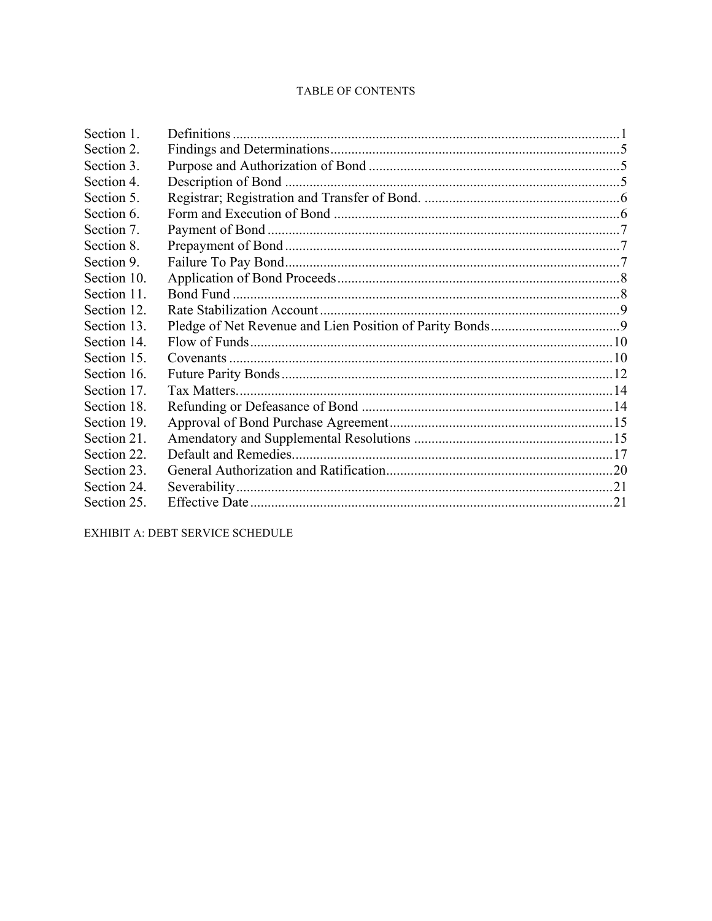TABLE OF CONTENTS

| | | |
|---|---|---|
| Section 1. | Definitions | 1 |
| Section 2. | Findings and Determinations | 5 |
| Section 3. | Purpose and Authorization of Bond | 5 |
| Section 4. | Description of Bond | 5 |
| Section 5. | Registrar; Registration and Transfer of Bond. | 6 |
| Section 6. | Form and Execution of Bond | 6 |
| Section 7. | Payment of Bond | 7 |
| Section 8. | Prepayment of Bond | 7 |
| Section 9. | Failure To Pay Bond | 7 |
| Section 10. | Application of Bond Proceeds | 8 |
| Section 11. | Bond Fund | 8 |
| Section 12. | Rate Stabilization Account | 9 |
| Section 13. | Pledge of Net Revenue and Lien Position of Parity Bonds | 9 |
| Section 14. | Flow of Funds | 10 |
| Section 15. | Covenants | 10 |
| Section 16. | Future Parity Bonds | 12 |
| Section 17. | Tax Matters. | 14 |
| Section 18. | Refunding or Defeasance of Bond | 14 |
| Section 19. | Approval of Bond Purchase Agreement | 15 |
| Section 21. | Amendatory and Supplemental Resolutions | 15 |
| Section 22. | Default and Remedies. | 17 |
| Section 23. | General Authorization and Ratification | 20 |
| Section 24. | Severability | 21 |
| Section 25. | Effective Date | 21 |

EXHIBIT A: DEBT SERVICE SCHEDULE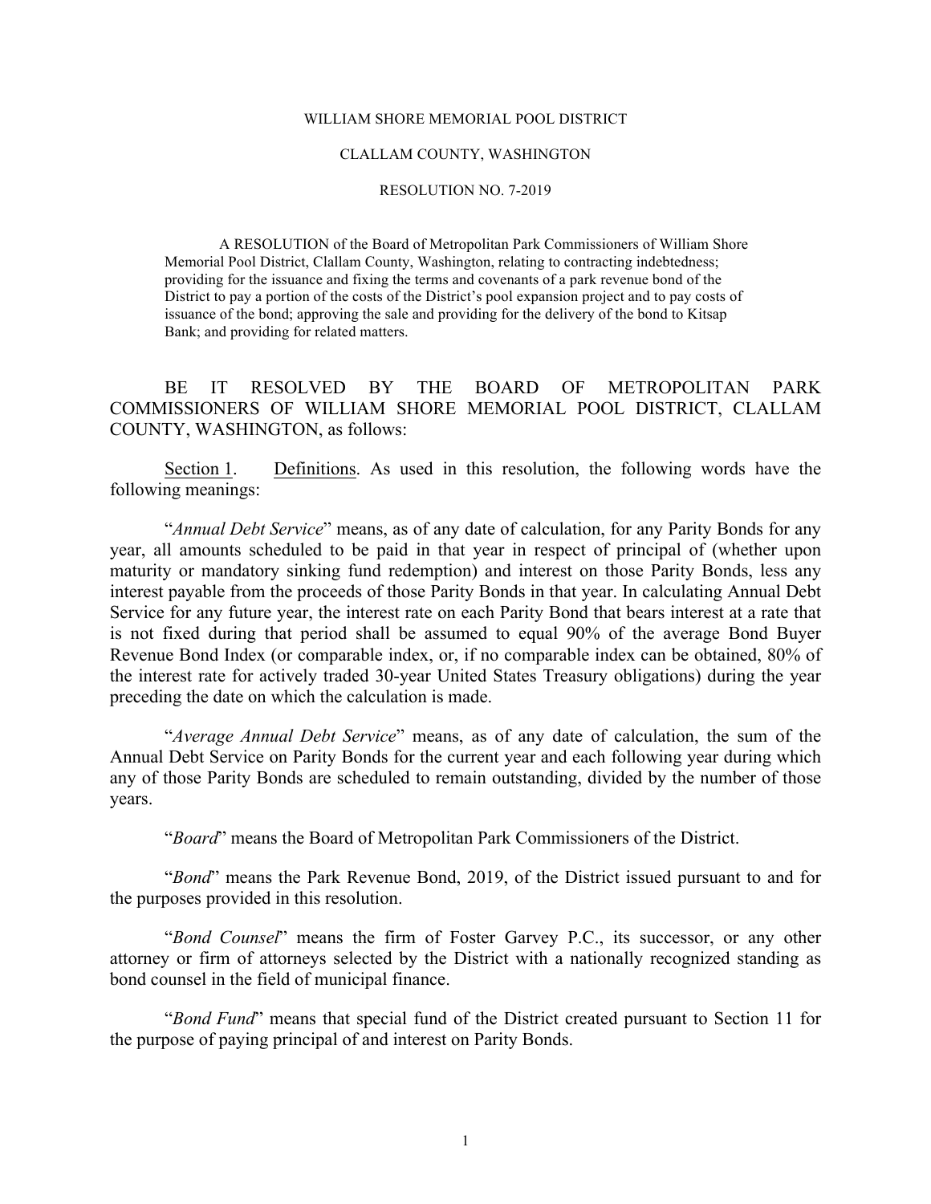WILLIAM SHORE MEMORIAL POOL DISTRICT

CLALLAM COUNTY, WASHINGTON

RESOLUTION NO. 7-2019

A RESOLUTION of the Board of Metropolitan Park Commissioners of William Shore Memorial Pool District, Clallam County, Washington, relating to contracting indebtedness; providing for the issuance and fixing the terms and covenants of a park revenue bond of the District to pay a portion of the costs of the District's pool expansion project and to pay costs of issuance of the bond; approving the sale and providing for the delivery of the bond to Kitsap Bank; and providing for related matters.

BE IT RESOLVED BY THE BOARD OF METROPOLITAN PARK COMMISSIONERS OF WILLIAM SHORE MEMORIAL POOL DISTRICT, CLALLAM COUNTY, WASHINGTON, as follows:

Section 1. Definitions. As used in this resolution, the following words have the following meanings:

"*Annual Debt Service*" means, as of any date of calculation, for any Parity Bonds for any year, all amounts scheduled to be paid in that year in respect of principal of (whether upon maturity or mandatory sinking fund redemption) and interest on those Parity Bonds, less any interest payable from the proceeds of those Parity Bonds in that year. In calculating Annual Debt Service for any future year, the interest rate on each Parity Bond that bears interest at a rate that is not fixed during that period shall be assumed to equal 90% of the average Bond Buyer Revenue Bond Index (or comparable index, or, if no comparable index can be obtained, 80% of the interest rate for actively traded 30-year United States Treasury obligations) during the year preceding the date on which the calculation is made.

"*Average Annual Debt Service*" means, as of any date of calculation, the sum of the Annual Debt Service on Parity Bonds for the current year and each following year during which any of those Parity Bonds are scheduled to remain outstanding, divided by the number of those years.

"*Board*" means the Board of Metropolitan Park Commissioners of the District.

"*Bond*" means the Park Revenue Bond, 2019, of the District issued pursuant to and for the purposes provided in this resolution.

"*Bond Counsel*" means the firm of Foster Garvey P.C., its successor, or any other attorney or firm of attorneys selected by the District with a nationally recognized standing as bond counsel in the field of municipal finance.

"*Bond Fund*" means that special fund of the District created pursuant to Section 11 for the purpose of paying principal of and interest on Parity Bonds.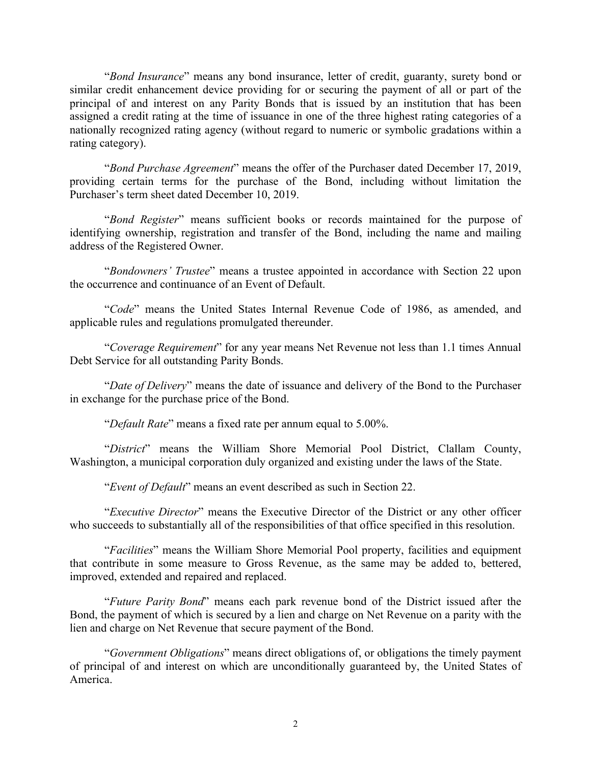"*Bond Insurance*" means any bond insurance, letter of credit, guaranty, surety bond or similar credit enhancement device providing for or securing the payment of all or part of the principal of and interest on any Parity Bonds that is issued by an institution that has been assigned a credit rating at the time of issuance in one of the three highest rating categories of a nationally recognized rating agency (without regard to numeric or symbolic gradations within a rating category).

"*Bond Purchase Agreement*" means the offer of the Purchaser dated December 17, 2019, providing certain terms for the purchase of the Bond, including without limitation the Purchaser's term sheet dated December 10, 2019.

"*Bond Register*" means sufficient books or records maintained for the purpose of identifying ownership, registration and transfer of the Bond, including the name and mailing address of the Registered Owner.

"*Bondowners' Trustee*" means a trustee appointed in accordance with Section 22 upon the occurrence and continuance of an Event of Default.

"*Code*" means the United States Internal Revenue Code of 1986, as amended, and applicable rules and regulations promulgated thereunder.

"*Coverage Requirement*" for any year means Net Revenue not less than 1.1 times Annual Debt Service for all outstanding Parity Bonds.

"*Date of Delivery*" means the date of issuance and delivery of the Bond to the Purchaser in exchange for the purchase price of the Bond.

"*Default Rate*" means a fixed rate per annum equal to 5.00%.

"*District*" means the William Shore Memorial Pool District, Clallam County, Washington, a municipal corporation duly organized and existing under the laws of the State.

"*Event of Default*" means an event described as such in Section 22.

"*Executive Director*" means the Executive Director of the District or any other officer who succeeds to substantially all of the responsibilities of that office specified in this resolution.

"*Facilities*" means the William Shore Memorial Pool property, facilities and equipment that contribute in some measure to Gross Revenue, as the same may be added to, bettered, improved, extended and repaired and replaced.

"*Future Parity Bond*" means each park revenue bond of the District issued after the Bond, the payment of which is secured by a lien and charge on Net Revenue on a parity with the lien and charge on Net Revenue that secure payment of the Bond.

"*Government Obligations*" means direct obligations of, or obligations the timely payment of principal of and interest on which are unconditionally guaranteed by, the United States of America.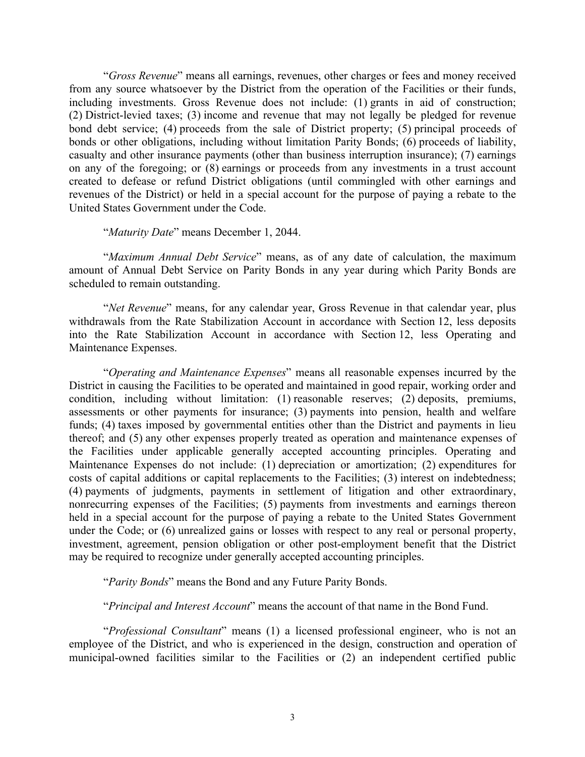"*Gross Revenue*" means all earnings, revenues, other charges or fees and money received from any source whatsoever by the District from the operation of the Facilities or their funds, including investments. Gross Revenue does not include: (1) grants in aid of construction; (2) District-levied taxes; (3) income and revenue that may not legally be pledged for revenue bond debt service; (4) proceeds from the sale of District property; (5) principal proceeds of bonds or other obligations, including without limitation Parity Bonds; (6) proceeds of liability, casualty and other insurance payments (other than business interruption insurance); (7) earnings on any of the foregoing; or (8) earnings or proceeds from any investments in a trust account created to defease or refund District obligations (until commingled with other earnings and revenues of the District) or held in a special account for the purpose of paying a rebate to the United States Government under the Code.

"*Maturity Date*" means December 1, 2044.

"*Maximum Annual Debt Service*" means, as of any date of calculation, the maximum amount of Annual Debt Service on Parity Bonds in any year during which Parity Bonds are scheduled to remain outstanding.

"*Net Revenue*" means, for any calendar year, Gross Revenue in that calendar year, plus withdrawals from the Rate Stabilization Account in accordance with Section 12, less deposits into the Rate Stabilization Account in accordance with Section 12, less Operating and Maintenance Expenses.

"*Operating and Maintenance Expenses*" means all reasonable expenses incurred by the District in causing the Facilities to be operated and maintained in good repair, working order and condition, including without limitation: (1) reasonable reserves; (2) deposits, premiums, assessments or other payments for insurance; (3) payments into pension, health and welfare funds; (4) taxes imposed by governmental entities other than the District and payments in lieu thereof; and (5) any other expenses properly treated as operation and maintenance expenses of the Facilities under applicable generally accepted accounting principles. Operating and Maintenance Expenses do not include: (1) depreciation or amortization; (2) expenditures for costs of capital additions or capital replacements to the Facilities; (3) interest on indebtedness; (4) payments of judgments, payments in settlement of litigation and other extraordinary, nonrecurring expenses of the Facilities; (5) payments from investments and earnings thereon held in a special account for the purpose of paying a rebate to the United States Government under the Code; or (6) unrealized gains or losses with respect to any real or personal property, investment, agreement, pension obligation or other post-employment benefit that the District may be required to recognize under generally accepted accounting principles.

"*Parity Bonds*" means the Bond and any Future Parity Bonds.

"*Principal and Interest Account*" means the account of that name in the Bond Fund.

"*Professional Consultant*" means (1) a licensed professional engineer, who is not an employee of the District, and who is experienced in the design, construction and operation of municipal-owned facilities similar to the Facilities or (2) an independent certified public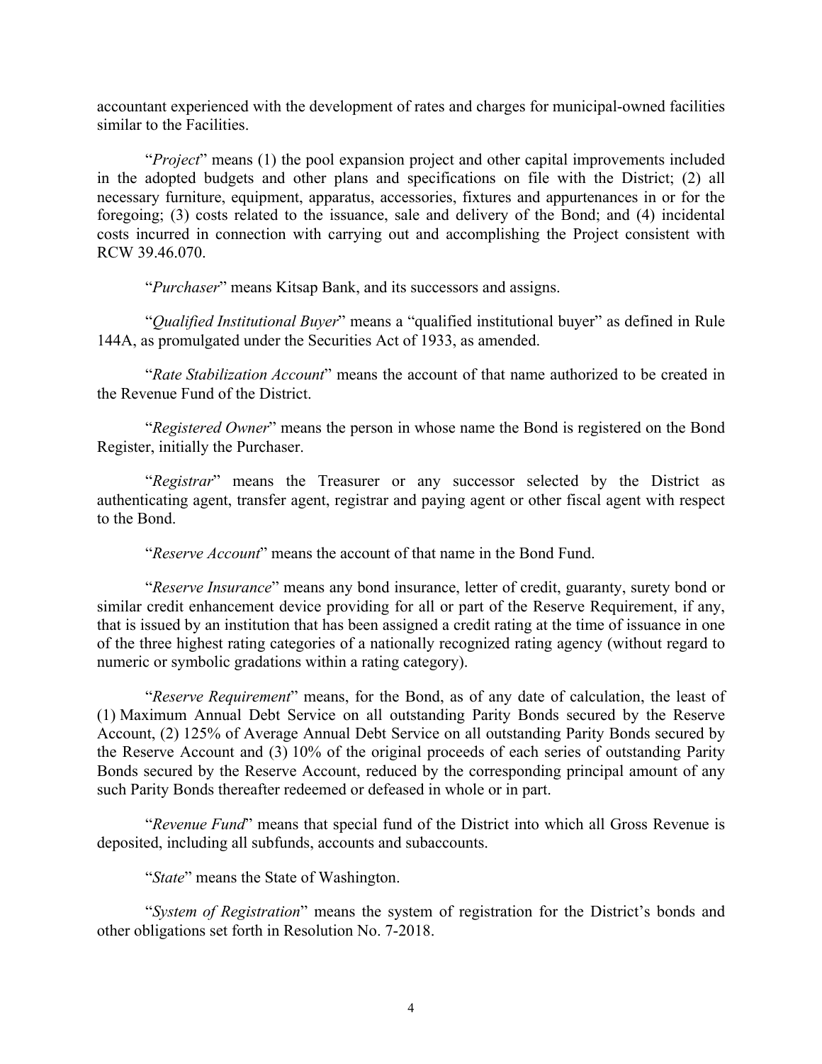accountant experienced with the development of rates and charges for municipal-owned facilities similar to the Facilities.

"*Project*" means (1) the pool expansion project and other capital improvements included in the adopted budgets and other plans and specifications on file with the District; (2) all necessary furniture, equipment, apparatus, accessories, fixtures and appurtenances in or for the foregoing; (3) costs related to the issuance, sale and delivery of the Bond; and (4) incidental costs incurred in connection with carrying out and accomplishing the Project consistent with RCW 39.46.070.

"*Purchaser*" means Kitsap Bank, and its successors and assigns.

"*Qualified Institutional Buyer*" means a "qualified institutional buyer" as defined in Rule 144A, as promulgated under the Securities Act of 1933, as amended.

"*Rate Stabilization Account*" means the account of that name authorized to be created in the Revenue Fund of the District.

"*Registered Owner*" means the person in whose name the Bond is registered on the Bond Register, initially the Purchaser.

"*Registrar*" means the Treasurer or any successor selected by the District as authenticating agent, transfer agent, registrar and paying agent or other fiscal agent with respect to the Bond.

"*Reserve Account*" means the account of that name in the Bond Fund.

"*Reserve Insurance*" means any bond insurance, letter of credit, guaranty, surety bond or similar credit enhancement device providing for all or part of the Reserve Requirement, if any, that is issued by an institution that has been assigned a credit rating at the time of issuance in one of the three highest rating categories of a nationally recognized rating agency (without regard to numeric or symbolic gradations within a rating category).

"*Reserve Requirement*" means, for the Bond, as of any date of calculation, the least of (1) Maximum Annual Debt Service on all outstanding Parity Bonds secured by the Reserve Account, (2) 125% of Average Annual Debt Service on all outstanding Parity Bonds secured by the Reserve Account and (3) 10% of the original proceeds of each series of outstanding Parity Bonds secured by the Reserve Account, reduced by the corresponding principal amount of any such Parity Bonds thereafter redeemed or defeased in whole or in part.

"*Revenue Fund*" means that special fund of the District into which all Gross Revenue is deposited, including all subfunds, accounts and subaccounts.

"*State*" means the State of Washington.

"*System of Registration*" means the system of registration for the District's bonds and other obligations set forth in Resolution No. 7-2018.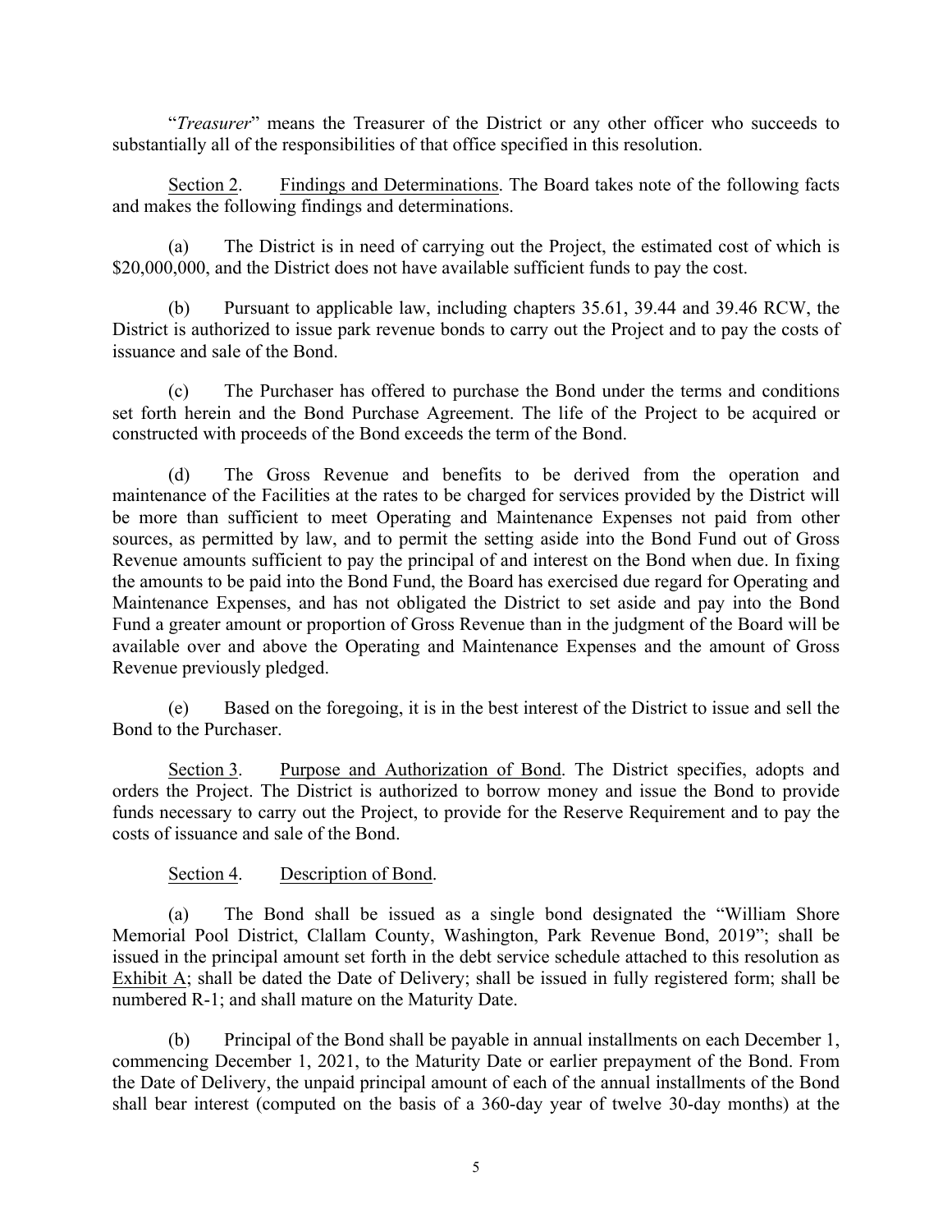"*Treasurer*" means the Treasurer of the District or any other officer who succeeds to substantially all of the responsibilities of that office specified in this resolution.

Section 2. Findings and Determinations. The Board takes note of the following facts and makes the following findings and determinations.

(a) The District is in need of carrying out the Project, the estimated cost of which is $20,000,000, and the District does not have available sufficient funds to pay the cost.

(b) Pursuant to applicable law, including chapters 35.61, 39.44 and 39.46 RCW, the District is authorized to issue park revenue bonds to carry out the Project and to pay the costs of issuance and sale of the Bond.

(c) The Purchaser has offered to purchase the Bond under the terms and conditions set forth herein and the Bond Purchase Agreement. The life of the Project to be acquired or constructed with proceeds of the Bond exceeds the term of the Bond.

(d) The Gross Revenue and benefits to be derived from the operation and maintenance of the Facilities at the rates to be charged for services provided by the District will be more than sufficient to meet Operating and Maintenance Expenses not paid from other sources, as permitted by law, and to permit the setting aside into the Bond Fund out of Gross Revenue amounts sufficient to pay the principal of and interest on the Bond when due. In fixing the amounts to be paid into the Bond Fund, the Board has exercised due regard for Operating and Maintenance Expenses, and has not obligated the District to set aside and pay into the Bond Fund a greater amount or proportion of Gross Revenue than in the judgment of the Board will be available over and above the Operating and Maintenance Expenses and the amount of Gross Revenue previously pledged.

(e) Based on the foregoing, it is in the best interest of the District to issue and sell the Bond to the Purchaser.

Section 3. Purpose and Authorization of Bond. The District specifies, adopts and orders the Project. The District is authorized to borrow money and issue the Bond to provide funds necessary to carry out the Project, to provide for the Reserve Requirement and to pay the costs of issuance and sale of the Bond.

Section 4. Description of Bond.

(a) The Bond shall be issued as a single bond designated the "William Shore Memorial Pool District, Clallam County, Washington, Park Revenue Bond, 2019"; shall be issued in the principal amount set forth in the debt service schedule attached to this resolution as Exhibit A; shall be dated the Date of Delivery; shall be issued in fully registered form; shall be numbered R-1; and shall mature on the Maturity Date.

(b) Principal of the Bond shall be payable in annual installments on each December 1, commencing December 1, 2021, to the Maturity Date or earlier prepayment of the Bond. From the Date of Delivery, the unpaid principal amount of each of the annual installments of the Bond shall bear interest (computed on the basis of a 360-day year of twelve 30-day months) at the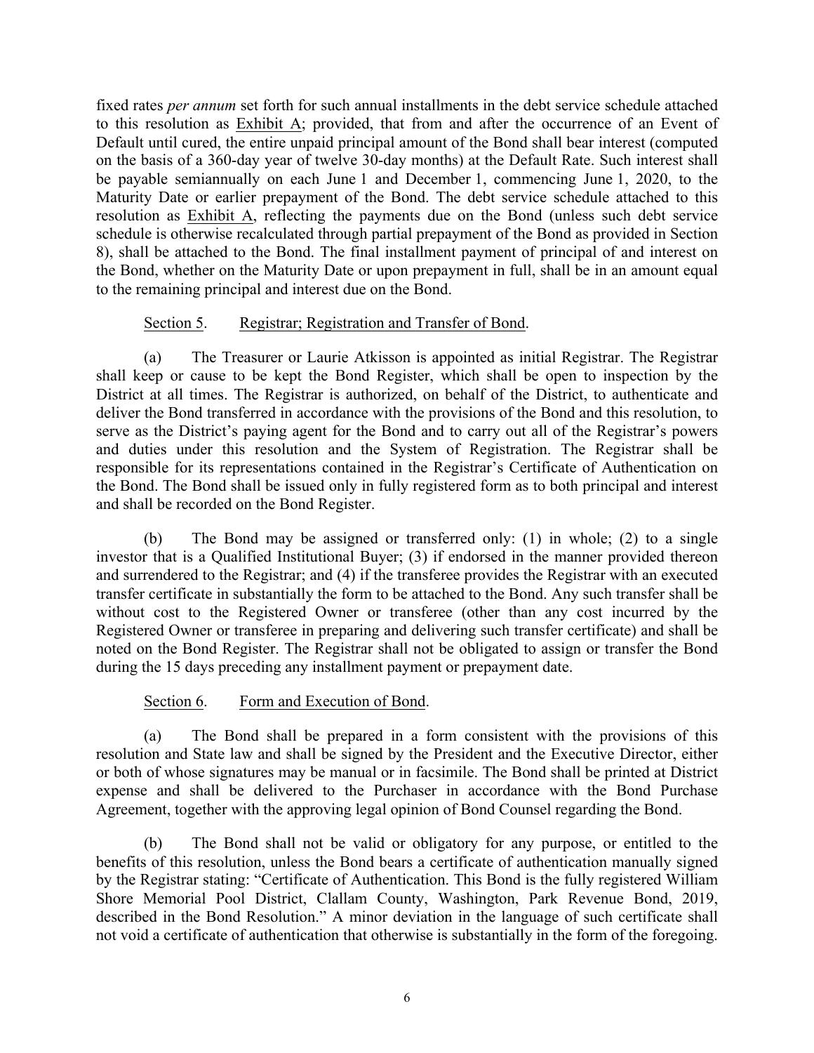fixed rates *per annum* set forth for such annual installments in the debt service schedule attached to this resolution as Exhibit A; provided, that from and after the occurrence of an Event of Default until cured, the entire unpaid principal amount of the Bond shall bear interest (computed on the basis of a 360-day year of twelve 30-day months) at the Default Rate. Such interest shall be payable semiannually on each June 1 and December 1, commencing June 1, 2020, to the Maturity Date or earlier prepayment of the Bond. The debt service schedule attached to this resolution as Exhibit A, reflecting the payments due on the Bond (unless such debt service schedule is otherwise recalculated through partial prepayment of the Bond as provided in Section 8), shall be attached to the Bond. The final installment payment of principal of and interest on the Bond, whether on the Maturity Date or upon prepayment in full, shall be in an amount equal to the remaining principal and interest due on the Bond.

Section 5. Registrar; Registration and Transfer of Bond.

(a) The Treasurer or Laurie Atkisson is appointed as initial Registrar. The Registrar shall keep or cause to be kept the Bond Register, which shall be open to inspection by the District at all times. The Registrar is authorized, on behalf of the District, to authenticate and deliver the Bond transferred in accordance with the provisions of the Bond and this resolution, to serve as the District's paying agent for the Bond and to carry out all of the Registrar's powers and duties under this resolution and the System of Registration. The Registrar shall be responsible for its representations contained in the Registrar's Certificate of Authentication on the Bond. The Bond shall be issued only in fully registered form as to both principal and interest and shall be recorded on the Bond Register.

(b) The Bond may be assigned or transferred only: (1) in whole; (2) to a single investor that is a Qualified Institutional Buyer; (3) if endorsed in the manner provided thereon and surrendered to the Registrar; and (4) if the transferee provides the Registrar with an executed transfer certificate in substantially the form to be attached to the Bond. Any such transfer shall be without cost to the Registered Owner or transferee (other than any cost incurred by the Registered Owner or transferee in preparing and delivering such transfer certificate) and shall be noted on the Bond Register. The Registrar shall not be obligated to assign or transfer the Bond during the 15 days preceding any installment payment or prepayment date.

Section 6. Form and Execution of Bond.

(a) The Bond shall be prepared in a form consistent with the provisions of this resolution and State law and shall be signed by the President and the Executive Director, either or both of whose signatures may be manual or in facsimile. The Bond shall be printed at District expense and shall be delivered to the Purchaser in accordance with the Bond Purchase Agreement, together with the approving legal opinion of Bond Counsel regarding the Bond.

(b) The Bond shall not be valid or obligatory for any purpose, or entitled to the benefits of this resolution, unless the Bond bears a certificate of authentication manually signed by the Registrar stating: "Certificate of Authentication. This Bond is the fully registered William Shore Memorial Pool District, Clallam County, Washington, Park Revenue Bond, 2019, described in the Bond Resolution." A minor deviation in the language of such certificate shall not void a certificate of authentication that otherwise is substantially in the form of the foregoing.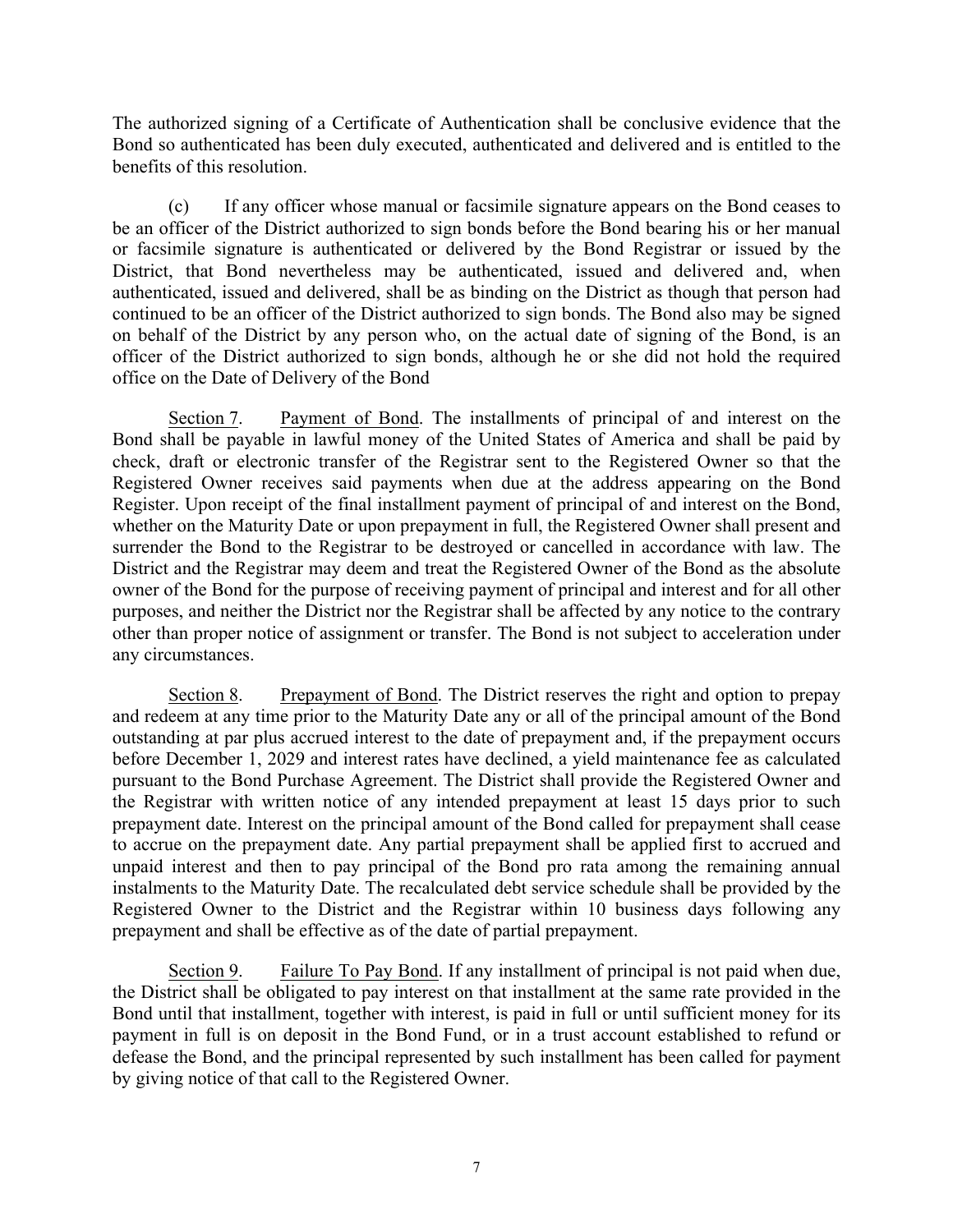The authorized signing of a Certificate of Authentication shall be conclusive evidence that the Bond so authenticated has been duly executed, authenticated and delivered and is entitled to the benefits of this resolution.

(c) If any officer whose manual or facsimile signature appears on the Bond ceases to be an officer of the District authorized to sign bonds before the Bond bearing his or her manual or facsimile signature is authenticated or delivered by the Bond Registrar or issued by the District, that Bond nevertheless may be authenticated, issued and delivered and, when authenticated, issued and delivered, shall be as binding on the District as though that person had continued to be an officer of the District authorized to sign bonds. The Bond also may be signed on behalf of the District by any person who, on the actual date of signing of the Bond, is an officer of the District authorized to sign bonds, although he or she did not hold the required office on the Date of Delivery of the Bond

Section 7. Payment of Bond. The installments of principal of and interest on the Bond shall be payable in lawful money of the United States of America and shall be paid by check, draft or electronic transfer of the Registrar sent to the Registered Owner so that the Registered Owner receives said payments when due at the address appearing on the Bond Register. Upon receipt of the final installment payment of principal of and interest on the Bond, whether on the Maturity Date or upon prepayment in full, the Registered Owner shall present and surrender the Bond to the Registrar to be destroyed or cancelled in accordance with law. The District and the Registrar may deem and treat the Registered Owner of the Bond as the absolute owner of the Bond for the purpose of receiving payment of principal and interest and for all other purposes, and neither the District nor the Registrar shall be affected by any notice to the contrary other than proper notice of assignment or transfer. The Bond is not subject to acceleration under any circumstances.

Section 8. Prepayment of Bond. The District reserves the right and option to prepay and redeem at any time prior to the Maturity Date any or all of the principal amount of the Bond outstanding at par plus accrued interest to the date of prepayment and, if the prepayment occurs before December 1, 2029 and interest rates have declined, a yield maintenance fee as calculated pursuant to the Bond Purchase Agreement. The District shall provide the Registered Owner and the Registrar with written notice of any intended prepayment at least 15 days prior to such prepayment date. Interest on the principal amount of the Bond called for prepayment shall cease to accrue on the prepayment date. Any partial prepayment shall be applied first to accrued and unpaid interest and then to pay principal of the Bond pro rata among the remaining annual instalments to the Maturity Date. The recalculated debt service schedule shall be provided by the Registered Owner to the District and the Registrar within 10 business days following any prepayment and shall be effective as of the date of partial prepayment.

Section 9. Failure To Pay Bond. If any installment of principal is not paid when due, the District shall be obligated to pay interest on that installment at the same rate provided in the Bond until that installment, together with interest, is paid in full or until sufficient money for its payment in full is on deposit in the Bond Fund, or in a trust account established to refund or defease the Bond, and the principal represented by such installment has been called for payment by giving notice of that call to the Registered Owner.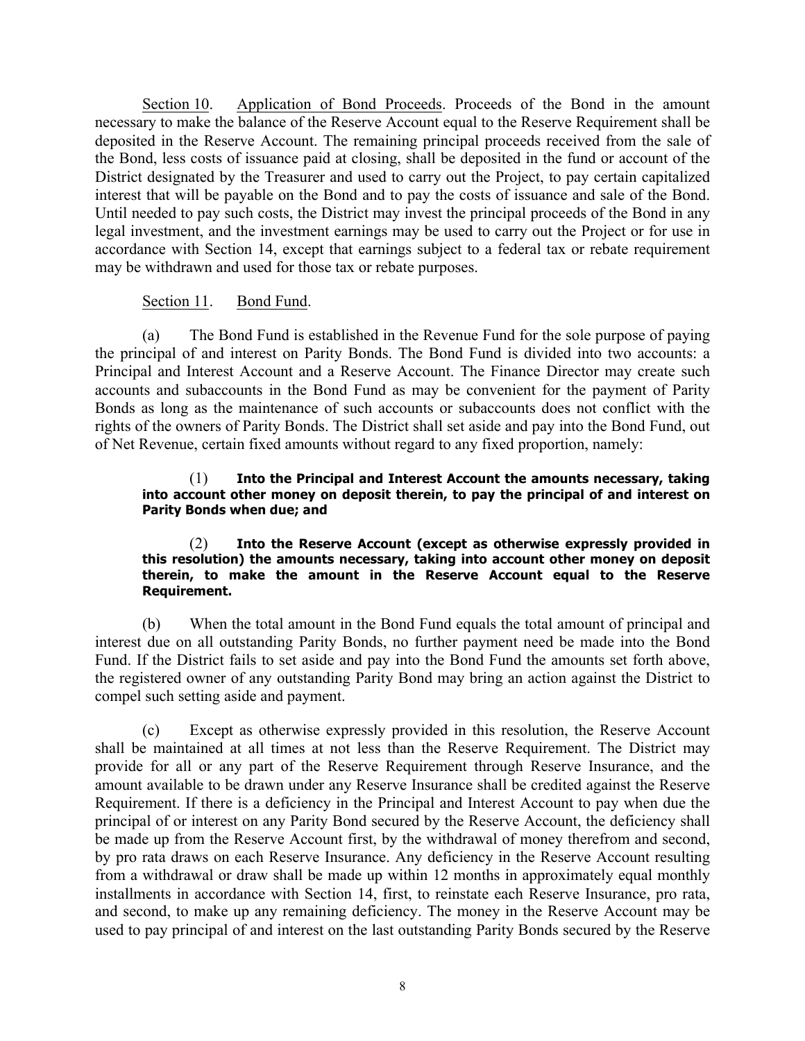<u>Section 10</u>. <u>Application of Bond Proceeds</u>. Proceeds of the Bond in the amount necessary to make the balance of the Reserve Account equal to the Reserve Requirement shall be deposited in the Reserve Account. The remaining principal proceeds received from the sale of the Bond, less costs of issuance paid at closing, shall be deposited in the fund or account of the District designated by the Treasurer and used to carry out the Project, to pay certain capitalized interest that will be payable on the Bond and to pay the costs of issuance and sale of the Bond. Until needed to pay such costs, the District may invest the principal proceeds of the Bond in any legal investment, and the investment earnings may be used to carry out the Project or for use in accordance with Section 14, except that earnings subject to a federal tax or rebate requirement may be withdrawn and used for those tax or rebate purposes.

<u>Section 11</u>. <u>Bond Fund</u>.

(a) The Bond Fund is established in the Revenue Fund for the sole purpose of paying the principal of and interest on Parity Bonds. The Bond Fund is divided into two accounts: a Principal and Interest Account and a Reserve Account. The Finance Director may create such accounts and subaccounts in the Bond Fund as may be convenient for the payment of Parity Bonds as long as the maintenance of such accounts or subaccounts does not conflict with the rights of the owners of Parity Bonds. The District shall set aside and pay into the Bond Fund, out of Net Revenue, certain fixed amounts without regard to any fixed proportion, namely:

> (1) **Into the Principal and Interest Account the amounts necessary, taking into account other money on deposit therein, to pay the principal of and interest on Parity Bonds when due; and**
>
> (2) **Into the Reserve Account (except as otherwise expressly provided in this resolution) the amounts necessary, taking into account other money on deposit therein, to make the amount in the Reserve Account equal to the Reserve Requirement.**

(b) When the total amount in the Bond Fund equals the total amount of principal and interest due on all outstanding Parity Bonds, no further payment need be made into the Bond Fund. If the District fails to set aside and pay into the Bond Fund the amounts set forth above, the registered owner of any outstanding Parity Bond may bring an action against the District to compel such setting aside and payment.

(c) Except as otherwise expressly provided in this resolution, the Reserve Account shall be maintained at all times at not less than the Reserve Requirement. The District may provide for all or any part of the Reserve Requirement through Reserve Insurance, and the amount available to be drawn under any Reserve Insurance shall be credited against the Reserve Requirement. If there is a deficiency in the Principal and Interest Account to pay when due the principal of or interest on any Parity Bond secured by the Reserve Account, the deficiency shall be made up from the Reserve Account first, by the withdrawal of money therefrom and second, by pro rata draws on each Reserve Insurance. Any deficiency in the Reserve Account resulting from a withdrawal or draw shall be made up within 12 months in approximately equal monthly installments in accordance with Section 14, first, to reinstate each Reserve Insurance, pro rata, and second, to make up any remaining deficiency. The money in the Reserve Account may be used to pay principal of and interest on the last outstanding Parity Bonds secured by the Reserve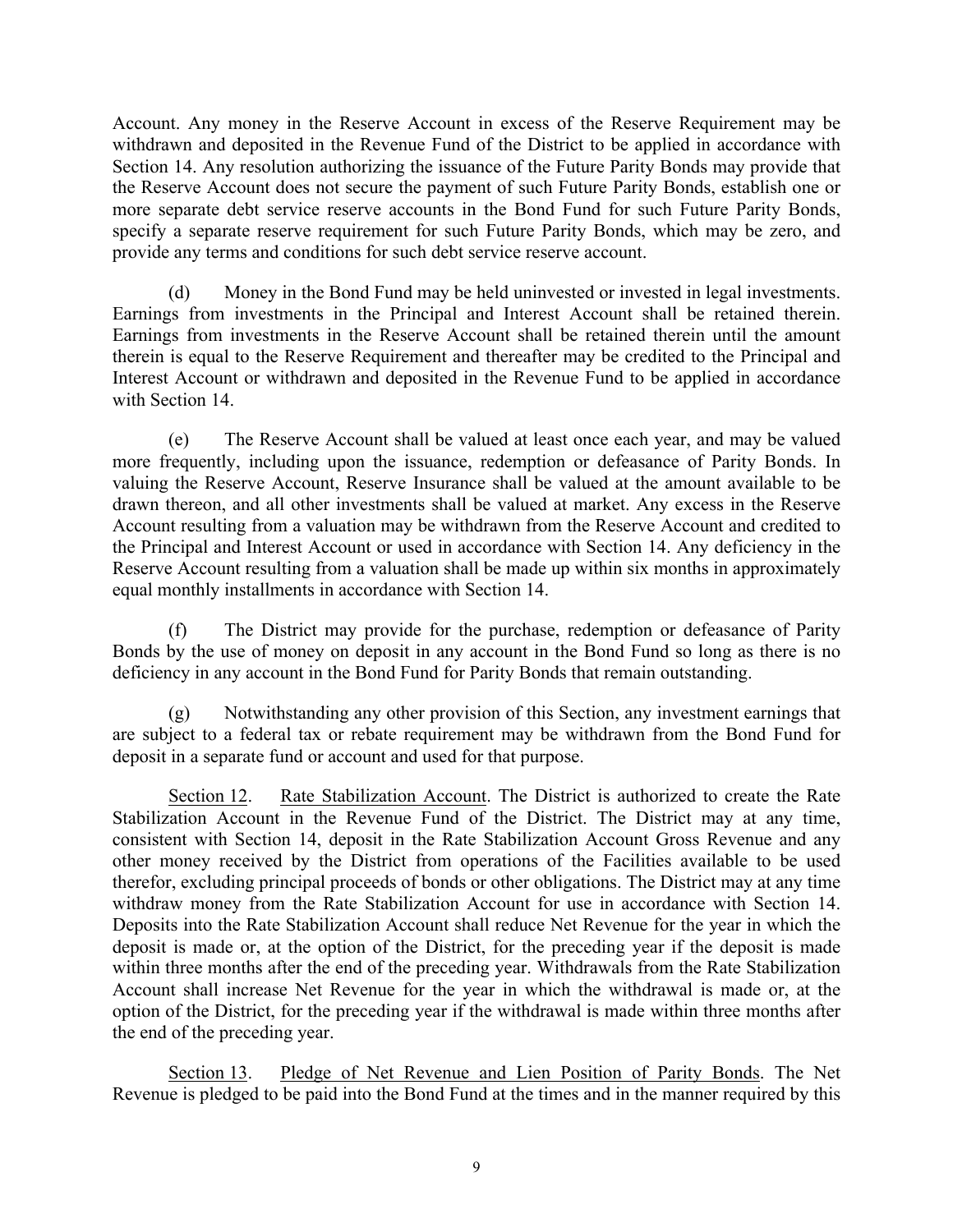Account. Any money in the Reserve Account in excess of the Reserve Requirement may be withdrawn and deposited in the Revenue Fund of the District to be applied in accordance with Section 14. Any resolution authorizing the issuance of the Future Parity Bonds may provide that the Reserve Account does not secure the payment of such Future Parity Bonds, establish one or more separate debt service reserve accounts in the Bond Fund for such Future Parity Bonds, specify a separate reserve requirement for such Future Parity Bonds, which may be zero, and provide any terms and conditions for such debt service reserve account.

(d) Money in the Bond Fund may be held uninvested or invested in legal investments. Earnings from investments in the Principal and Interest Account shall be retained therein. Earnings from investments in the Reserve Account shall be retained therein until the amount therein is equal to the Reserve Requirement and thereafter may be credited to the Principal and Interest Account or withdrawn and deposited in the Revenue Fund to be applied in accordance with Section 14.

(e) The Reserve Account shall be valued at least once each year, and may be valued more frequently, including upon the issuance, redemption or defeasance of Parity Bonds. In valuing the Reserve Account, Reserve Insurance shall be valued at the amount available to be drawn thereon, and all other investments shall be valued at market. Any excess in the Reserve Account resulting from a valuation may be withdrawn from the Reserve Account and credited to the Principal and Interest Account or used in accordance with Section 14. Any deficiency in the Reserve Account resulting from a valuation shall be made up within six months in approximately equal monthly installments in accordance with Section 14.

(f) The District may provide for the purchase, redemption or defeasance of Parity Bonds by the use of money on deposit in any account in the Bond Fund so long as there is no deficiency in any account in the Bond Fund for Parity Bonds that remain outstanding.

(g) Notwithstanding any other provision of this Section, any investment earnings that are subject to a federal tax or rebate requirement may be withdrawn from the Bond Fund for deposit in a separate fund or account and used for that purpose.

Section 12. Rate Stabilization Account. The District is authorized to create the Rate Stabilization Account in the Revenue Fund of the District. The District may at any time, consistent with Section 14, deposit in the Rate Stabilization Account Gross Revenue and any other money received by the District from operations of the Facilities available to be used therefor, excluding principal proceeds of bonds or other obligations. The District may at any time withdraw money from the Rate Stabilization Account for use in accordance with Section 14. Deposits into the Rate Stabilization Account shall reduce Net Revenue for the year in which the deposit is made or, at the option of the District, for the preceding year if the deposit is made within three months after the end of the preceding year. Withdrawals from the Rate Stabilization Account shall increase Net Revenue for the year in which the withdrawal is made or, at the option of the District, for the preceding year if the withdrawal is made within three months after the end of the preceding year.

Section 13. Pledge of Net Revenue and Lien Position of Parity Bonds. The Net Revenue is pledged to be paid into the Bond Fund at the times and in the manner required by this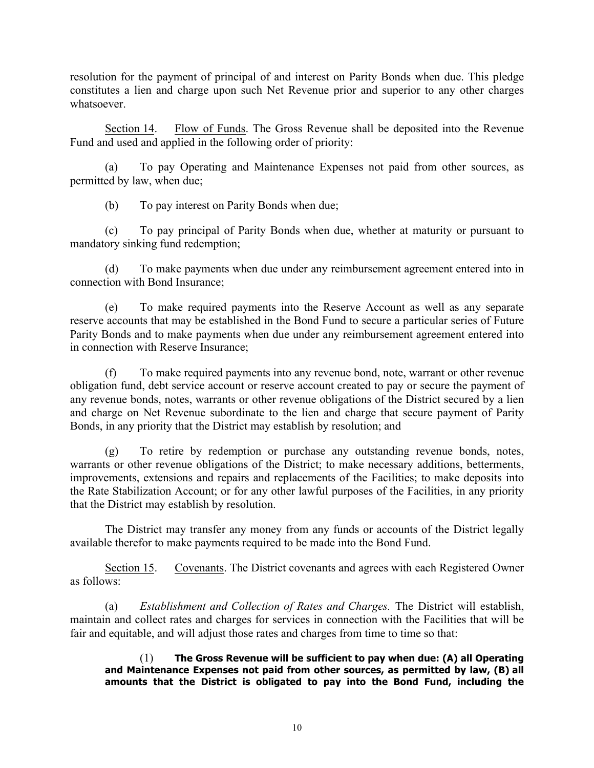resolution for the payment of principal of and interest on Parity Bonds when due. This pledge constitutes a lien and charge upon such Net Revenue prior and superior to any other charges whatsoever.

Section 14. Flow of Funds. The Gross Revenue shall be deposited into the Revenue Fund and used and applied in the following order of priority:

(a) To pay Operating and Maintenance Expenses not paid from other sources, as permitted by law, when due;

(b) To pay interest on Parity Bonds when due;

(c) To pay principal of Parity Bonds when due, whether at maturity or pursuant to mandatory sinking fund redemption;

(d) To make payments when due under any reimbursement agreement entered into in connection with Bond Insurance;

(e) To make required payments into the Reserve Account as well as any separate reserve accounts that may be established in the Bond Fund to secure a particular series of Future Parity Bonds and to make payments when due under any reimbursement agreement entered into in connection with Reserve Insurance;

(f) To make required payments into any revenue bond, note, warrant or other revenue obligation fund, debt service account or reserve account created to pay or secure the payment of any revenue bonds, notes, warrants or other revenue obligations of the District secured by a lien and charge on Net Revenue subordinate to the lien and charge that secure payment of Parity Bonds, in any priority that the District may establish by resolution; and

(g) To retire by redemption or purchase any outstanding revenue bonds, notes, warrants or other revenue obligations of the District; to make necessary additions, betterments, improvements, extensions and repairs and replacements of the Facilities; to make deposits into the Rate Stabilization Account; or for any other lawful purposes of the Facilities, in any priority that the District may establish by resolution.

The District may transfer any money from any funds or accounts of the District legally available therefor to make payments required to be made into the Bond Fund.

Section 15. Covenants. The District covenants and agrees with each Registered Owner as follows:

(a) *Establishment and Collection of Rates and Charges.* The District will establish, maintain and collect rates and charges for services in connection with the Facilities that will be fair and equitable, and will adjust those rates and charges from time to time so that:

(1) **The Gross Revenue will be sufficient to pay when due: (A) all Operating and Maintenance Expenses not paid from other sources, as permitted by law, (B) all amounts that the District is obligated to pay into the Bond Fund, including the**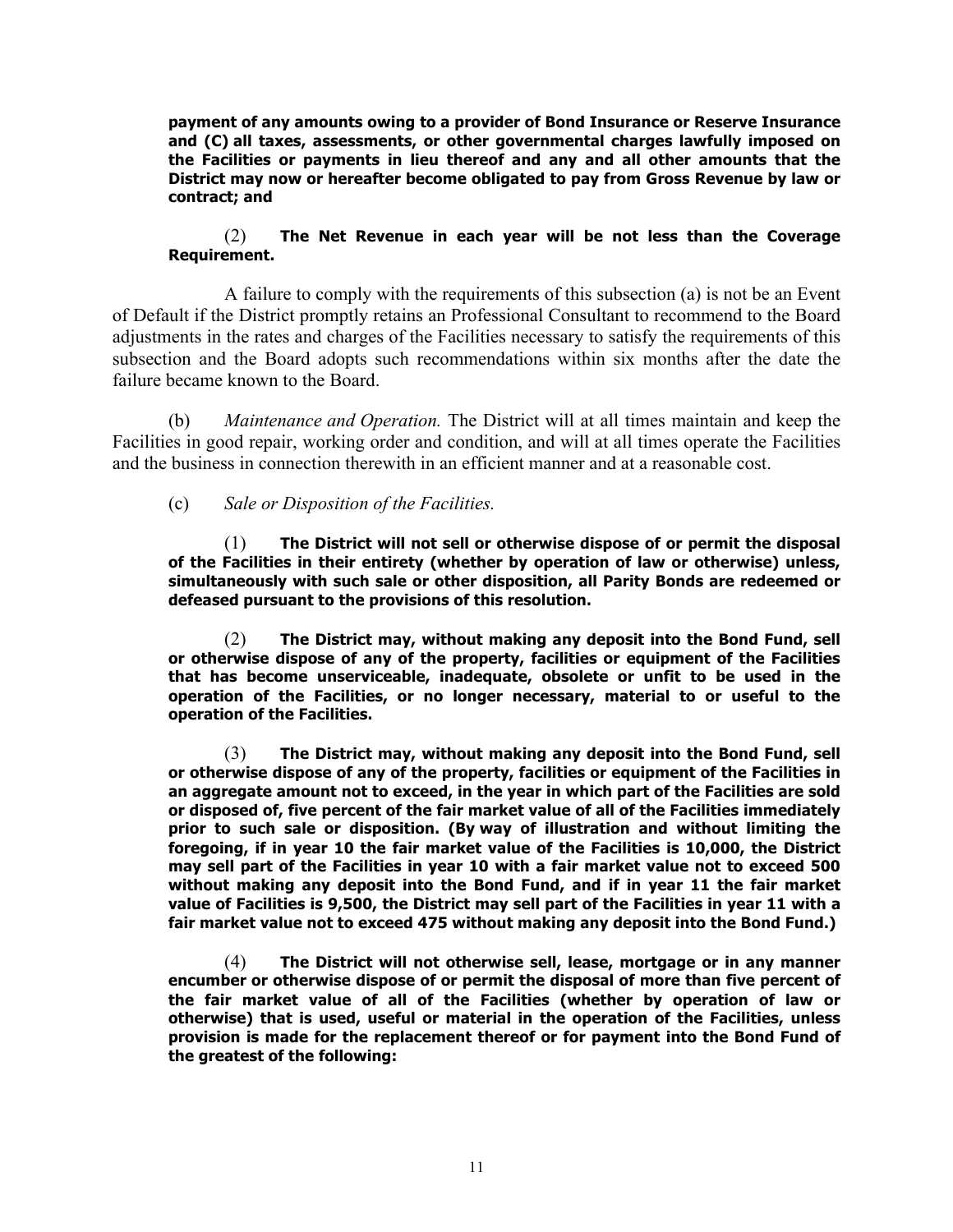**payment of any amounts owing to a provider of Bond Insurance or Reserve Insurance and (C) all taxes, assessments, or other governmental charges lawfully imposed on the Facilities or payments in lieu thereof and any and all other amounts that the District may now or hereafter become obligated to pay from Gross Revenue by law or contract; and**

(2) **The Net Revenue in each year will be not less than the Coverage Requirement.**

A failure to comply with the requirements of this subsection (a) is not be an Event of Default if the District promptly retains an Professional Consultant to recommend to the Board adjustments in the rates and charges of the Facilities necessary to satisfy the requirements of this subsection and the Board adopts such recommendations within six months after the date the failure became known to the Board.

(b) *Maintenance and Operation.* The District will at all times maintain and keep the Facilities in good repair, working order and condition, and will at all times operate the Facilities and the business in connection therewith in an efficient manner and at a reasonable cost.

(c) *Sale or Disposition of the Facilities.*

(1) **The District will not sell or otherwise dispose of or permit the disposal of the Facilities in their entirety (whether by operation of law or otherwise) unless, simultaneously with such sale or other disposition, all Parity Bonds are redeemed or defeased pursuant to the provisions of this resolution.**

(2) **The District may, without making any deposit into the Bond Fund, sell or otherwise dispose of any of the property, facilities or equipment of the Facilities that has become unserviceable, inadequate, obsolete or unfit to be used in the operation of the Facilities, or no longer necessary, material to or useful to the operation of the Facilities.**

(3) **The District may, without making any deposit into the Bond Fund, sell or otherwise dispose of any of the property, facilities or equipment of the Facilities in an aggregate amount not to exceed, in the year in which part of the Facilities are sold or disposed of, five percent of the fair market value of all of the Facilities immediately prior to such sale or disposition. (By way of illustration and without limiting the foregoing, if in year 10 the fair market value of the Facilities is 10,000, the District may sell part of the Facilities in year 10 with a fair market value not to exceed 500 without making any deposit into the Bond Fund, and if in year 11 the fair market value of Facilities is 9,500, the District may sell part of the Facilities in year 11 with a fair market value not to exceed 475 without making any deposit into the Bond Fund.)**

(4) **The District will not otherwise sell, lease, mortgage or in any manner encumber or otherwise dispose of or permit the disposal of more than five percent of the fair market value of all of the Facilities (whether by operation of law or otherwise) that is used, useful or material in the operation of the Facilities, unless provision is made for the replacement thereof or for payment into the Bond Fund of the greatest of the following:**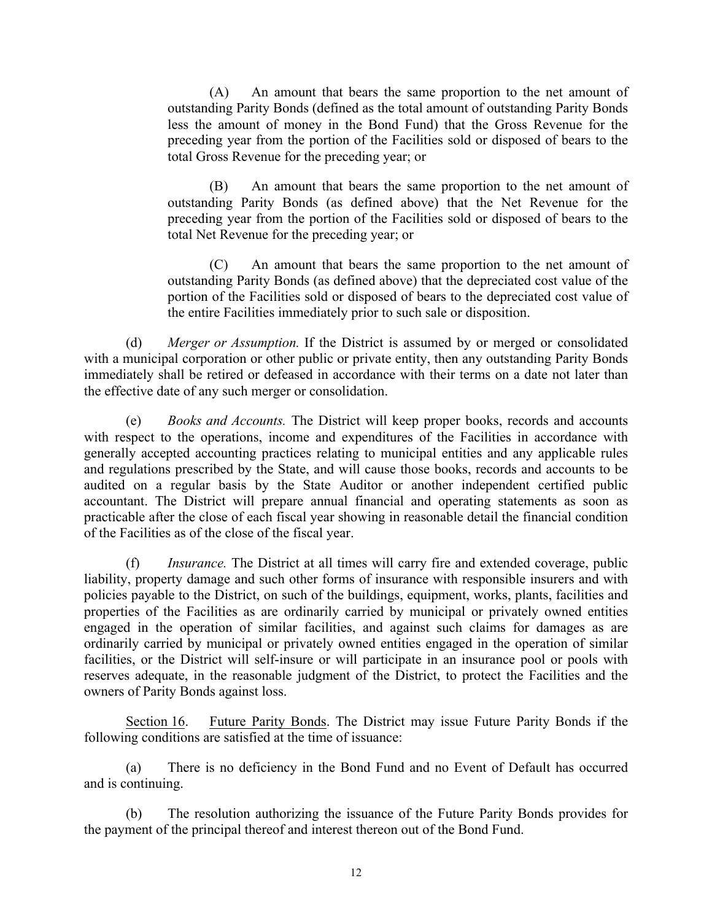(A) An amount that bears the same proportion to the net amount of outstanding Parity Bonds (defined as the total amount of outstanding Parity Bonds less the amount of money in the Bond Fund) that the Gross Revenue for the preceding year from the portion of the Facilities sold or disposed of bears to the total Gross Revenue for the preceding year; or

(B) An amount that bears the same proportion to the net amount of outstanding Parity Bonds (as defined above) that the Net Revenue for the preceding year from the portion of the Facilities sold or disposed of bears to the total Net Revenue for the preceding year; or

(C) An amount that bears the same proportion to the net amount of outstanding Parity Bonds (as defined above) that the depreciated cost value of the portion of the Facilities sold or disposed of bears to the depreciated cost value of the entire Facilities immediately prior to such sale or disposition.

(d) *Merger or Assumption.* If the District is assumed by or merged or consolidated with a municipal corporation or other public or private entity, then any outstanding Parity Bonds immediately shall be retired or defeased in accordance with their terms on a date not later than the effective date of any such merger or consolidation.

(e) *Books and Accounts.* The District will keep proper books, records and accounts with respect to the operations, income and expenditures of the Facilities in accordance with generally accepted accounting practices relating to municipal entities and any applicable rules and regulations prescribed by the State, and will cause those books, records and accounts to be audited on a regular basis by the State Auditor or another independent certified public accountant. The District will prepare annual financial and operating statements as soon as practicable after the close of each fiscal year showing in reasonable detail the financial condition of the Facilities as of the close of the fiscal year.

(f) *Insurance.* The District at all times will carry fire and extended coverage, public liability, property damage and such other forms of insurance with responsible insurers and with policies payable to the District, on such of the buildings, equipment, works, plants, facilities and properties of the Facilities as are ordinarily carried by municipal or privately owned entities engaged in the operation of similar facilities, and against such claims for damages as are ordinarily carried by municipal or privately owned entities engaged in the operation of similar facilities, or the District will self-insure or will participate in an insurance pool or pools with reserves adequate, in the reasonable judgment of the District, to protect the Facilities and the owners of Parity Bonds against loss.

Section 16. Future Parity Bonds. The District may issue Future Parity Bonds if the following conditions are satisfied at the time of issuance:

(a) There is no deficiency in the Bond Fund and no Event of Default has occurred and is continuing.

(b) The resolution authorizing the issuance of the Future Parity Bonds provides for the payment of the principal thereof and interest thereon out of the Bond Fund.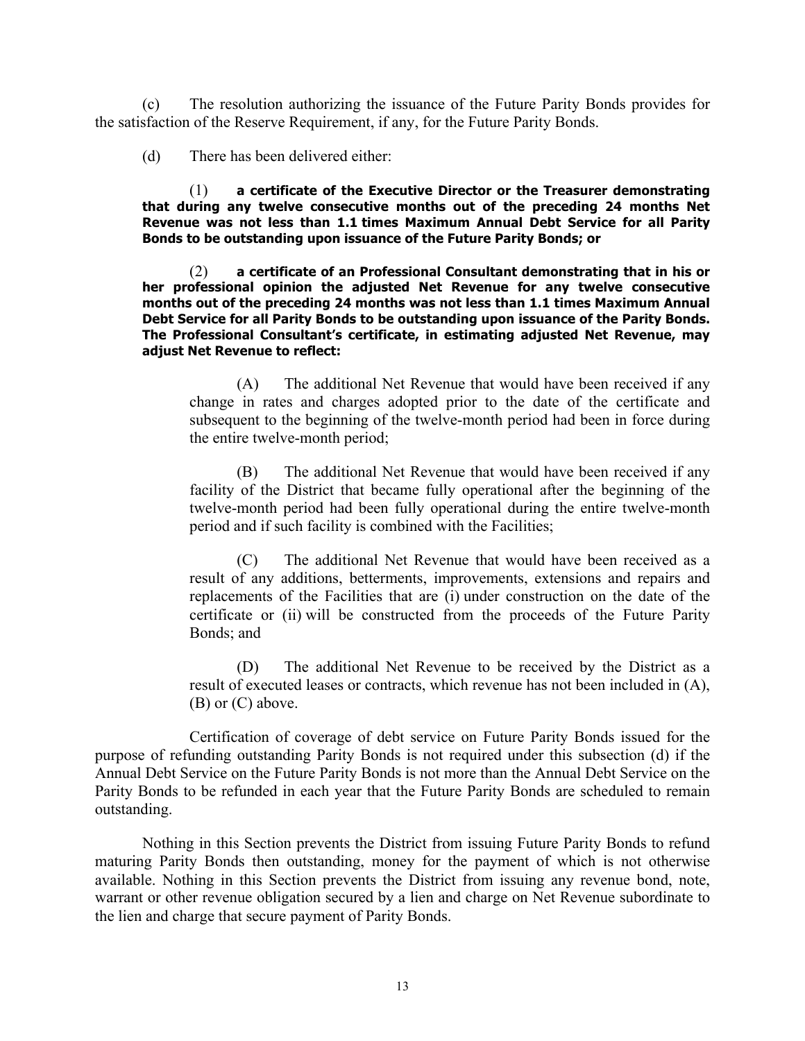(c) The resolution authorizing the issuance of the Future Parity Bonds provides for the satisfaction of the Reserve Requirement, if any, for the Future Parity Bonds.

(d) There has been delivered either:

(1) **a certificate of the Executive Director or the Treasurer demonstrating that during any twelve consecutive months out of the preceding 24 months Net Revenue was not less than 1.1 times Maximum Annual Debt Service for all Parity Bonds to be outstanding upon issuance of the Future Parity Bonds; or**

(2) **a certificate of an Professional Consultant demonstrating that in his or her professional opinion the adjusted Net Revenue for any twelve consecutive months out of the preceding 24 months was not less than 1.1 times Maximum Annual Debt Service for all Parity Bonds to be outstanding upon issuance of the Parity Bonds. The Professional Consultant's certificate, in estimating adjusted Net Revenue, may adjust Net Revenue to reflect:**

(A) The additional Net Revenue that would have been received if any change in rates and charges adopted prior to the date of the certificate and subsequent to the beginning of the twelve-month period had been in force during the entire twelve-month period;

(B) The additional Net Revenue that would have been received if any facility of the District that became fully operational after the beginning of the twelve-month period had been fully operational during the entire twelve-month period and if such facility is combined with the Facilities;

(C) The additional Net Revenue that would have been received as a result of any additions, betterments, improvements, extensions and repairs and replacements of the Facilities that are (i) under construction on the date of the certificate or (ii) will be constructed from the proceeds of the Future Parity Bonds; and

(D) The additional Net Revenue to be received by the District as a result of executed leases or contracts, which revenue has not been included in (A), (B) or (C) above.

Certification of coverage of debt service on Future Parity Bonds issued for the purpose of refunding outstanding Parity Bonds is not required under this subsection (d) if the Annual Debt Service on the Future Parity Bonds is not more than the Annual Debt Service on the Parity Bonds to be refunded in each year that the Future Parity Bonds are scheduled to remain outstanding.

Nothing in this Section prevents the District from issuing Future Parity Bonds to refund maturing Parity Bonds then outstanding, money for the payment of which is not otherwise available. Nothing in this Section prevents the District from issuing any revenue bond, note, warrant or other revenue obligation secured by a lien and charge on Net Revenue subordinate to the lien and charge that secure payment of Parity Bonds.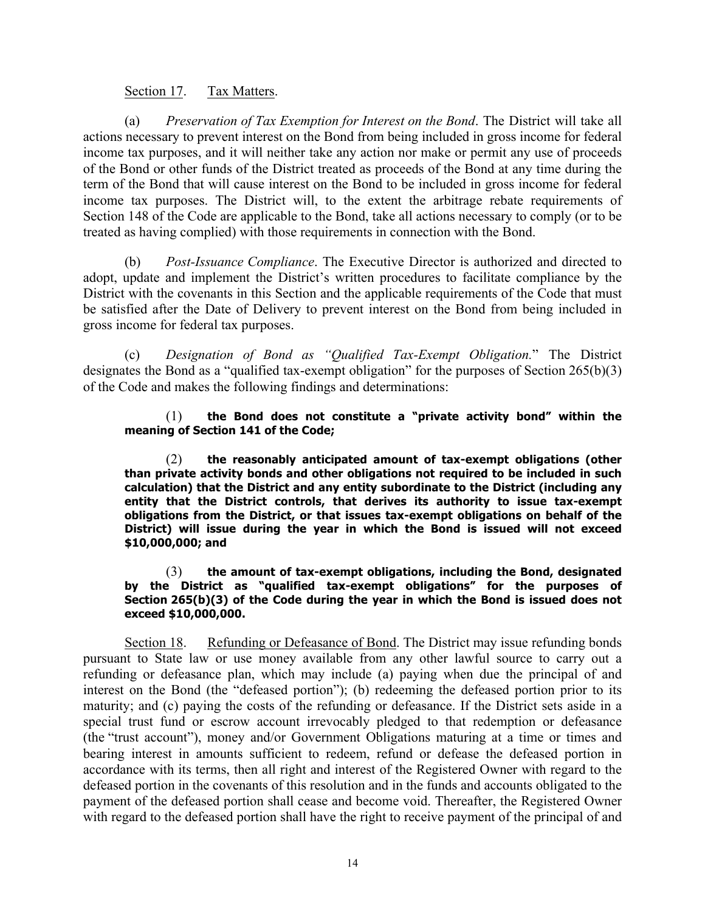<u>Section 17</u>. <u>Tax Matters</u>.

(a) *Preservation of Tax Exemption for Interest on the Bond*. The District will take all actions necessary to prevent interest on the Bond from being included in gross income for federal income tax purposes, and it will neither take any action nor make or permit any use of proceeds of the Bond or other funds of the District treated as proceeds of the Bond at any time during the term of the Bond that will cause interest on the Bond to be included in gross income for federal income tax purposes. The District will, to the extent the arbitrage rebate requirements of Section 148 of the Code are applicable to the Bond, take all actions necessary to comply (or to be treated as having complied) with those requirements in connection with the Bond.

(b) *Post-Issuance Compliance*. The Executive Director is authorized and directed to adopt, update and implement the District's written procedures to facilitate compliance by the District with the covenants in this Section and the applicable requirements of the Code that must be satisfied after the Date of Delivery to prevent interest on the Bond from being included in gross income for federal tax purposes.

(c) *Designation of Bond as "Qualified Tax-Exempt Obligation.*" The District designates the Bond as a "qualified tax-exempt obligation" for the purposes of Section 265(b)(3) of the Code and makes the following findings and determinations:

(1) **the Bond does not constitute a "private activity bond" within the meaning of Section 141 of the Code;**

(2) **the reasonably anticipated amount of tax-exempt obligations (other than private activity bonds and other obligations not required to be included in such calculation) that the District and any entity subordinate to the District (including any entity that the District controls, that derives its authority to issue tax-exempt obligations from the District, or that issues tax-exempt obligations on behalf of the District) will issue during the year in which the Bond is issued will not exceed $10,000,000; and**

(3) **the amount of tax-exempt obligations, including the Bond, designated by the District as "qualified tax-exempt obligations" for the purposes of Section 265(b)(3) of the Code during the year in which the Bond is issued does not exceed $10,000,000.**

<u>Section 18</u>. <u>Refunding or Defeasance of Bond</u>. The District may issue refunding bonds pursuant to State law or use money available from any other lawful source to carry out a refunding or defeasance plan, which may include (a) paying when due the principal of and interest on the Bond (the "defeased portion"); (b) redeeming the defeased portion prior to its maturity; and (c) paying the costs of the refunding or defeasance. If the District sets aside in a special trust fund or escrow account irrevocably pledged to that redemption or defeasance (the "trust account"), money and/or Government Obligations maturing at a time or times and bearing interest in amounts sufficient to redeem, refund or defease the defeased portion in accordance with its terms, then all right and interest of the Registered Owner with regard to the defeased portion in the covenants of this resolution and in the funds and accounts obligated to the payment of the defeased portion shall cease and become void. Thereafter, the Registered Owner with regard to the defeased portion shall have the right to receive payment of the principal of and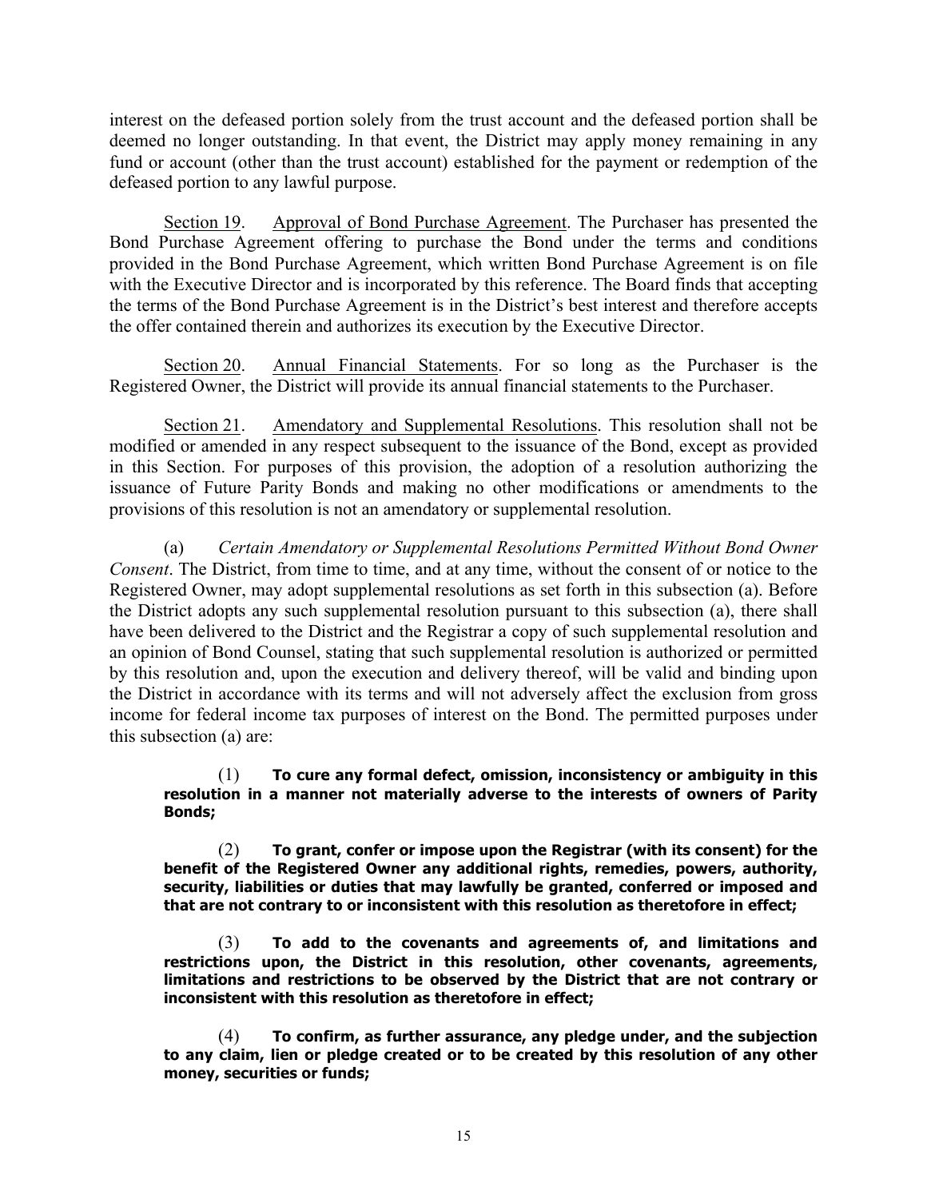interest on the defeased portion solely from the trust account and the defeased portion shall be deemed no longer outstanding. In that event, the District may apply money remaining in any fund or account (other than the trust account) established for the payment or redemption of the defeased portion to any lawful purpose.

Section 19. Approval of Bond Purchase Agreement. The Purchaser has presented the Bond Purchase Agreement offering to purchase the Bond under the terms and conditions provided in the Bond Purchase Agreement, which written Bond Purchase Agreement is on file with the Executive Director and is incorporated by this reference. The Board finds that accepting the terms of the Bond Purchase Agreement is in the District's best interest and therefore accepts the offer contained therein and authorizes its execution by the Executive Director.

Section 20. Annual Financial Statements. For so long as the Purchaser is the Registered Owner, the District will provide its annual financial statements to the Purchaser.

Section 21. Amendatory and Supplemental Resolutions. This resolution shall not be modified or amended in any respect subsequent to the issuance of the Bond, except as provided in this Section. For purposes of this provision, the adoption of a resolution authorizing the issuance of Future Parity Bonds and making no other modifications or amendments to the provisions of this resolution is not an amendatory or supplemental resolution.

(a) *Certain Amendatory or Supplemental Resolutions Permitted Without Bond Owner Consent*. The District, from time to time, and at any time, without the consent of or notice to the Registered Owner, may adopt supplemental resolutions as set forth in this subsection (a). Before the District adopts any such supplemental resolution pursuant to this subsection (a), there shall have been delivered to the District and the Registrar a copy of such supplemental resolution and an opinion of Bond Counsel, stating that such supplemental resolution is authorized or permitted by this resolution and, upon the execution and delivery thereof, will be valid and binding upon the District in accordance with its terms and will not adversely affect the exclusion from gross income for federal income tax purposes of interest on the Bond. The permitted purposes under this subsection (a) are:

(1) **To cure any formal defect, omission, inconsistency or ambiguity in this resolution in a manner not materially adverse to the interests of owners of Parity Bonds;**

(2) **To grant, confer or impose upon the Registrar (with its consent) for the benefit of the Registered Owner any additional rights, remedies, powers, authority, security, liabilities or duties that may lawfully be granted, conferred or imposed and that are not contrary to or inconsistent with this resolution as theretofore in effect;**

(3) **To add to the covenants and agreements of, and limitations and restrictions upon, the District in this resolution, other covenants, agreements, limitations and restrictions to be observed by the District that are not contrary or inconsistent with this resolution as theretofore in effect;**

(4) **To confirm, as further assurance, any pledge under, and the subjection to any claim, lien or pledge created or to be created by this resolution of any other money, securities or funds;**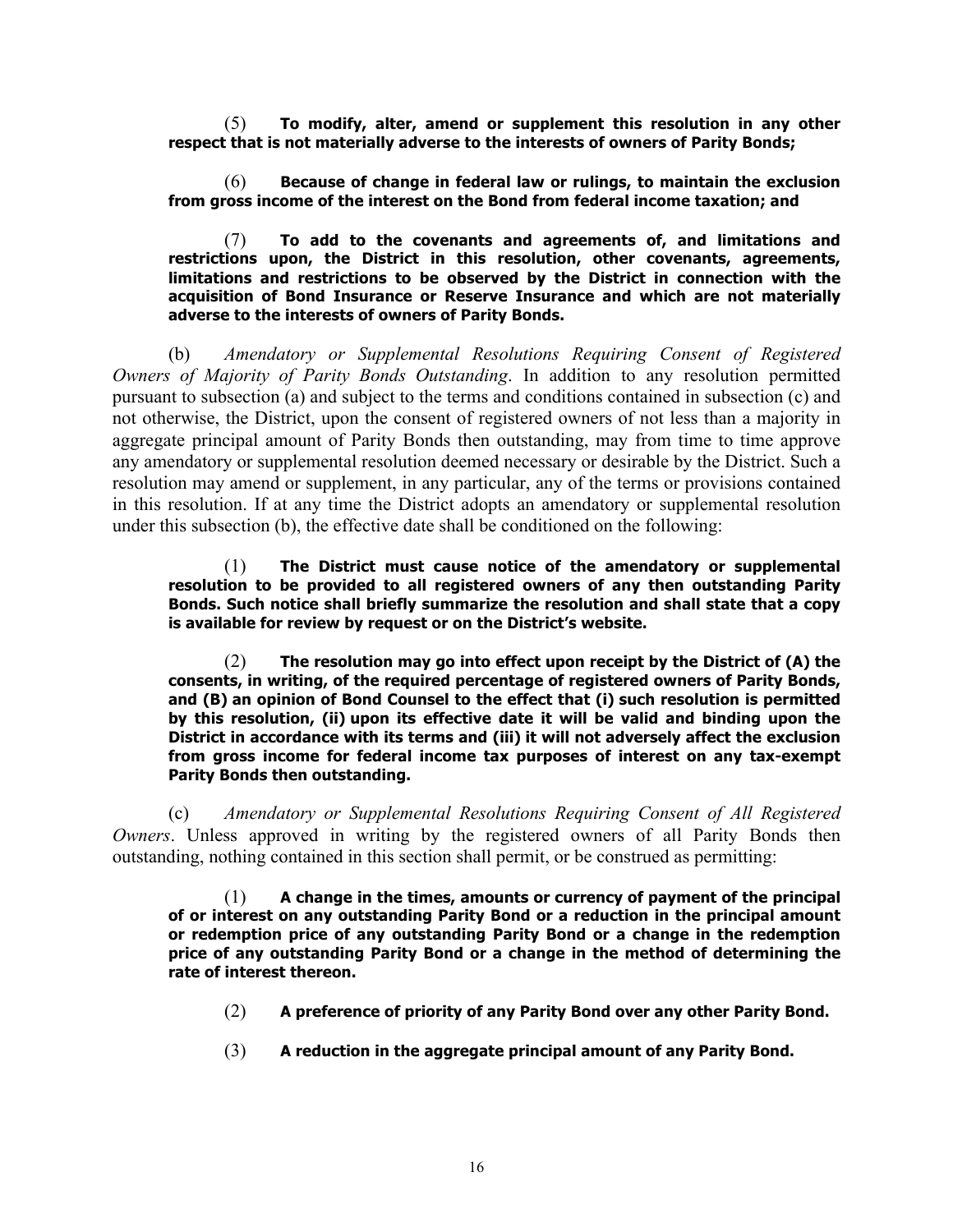(5) **To modify, alter, amend or supplement this resolution in any other respect that is not materially adverse to the interests of owners of Parity Bonds;**

(6) **Because of change in federal law or rulings, to maintain the exclusion from gross income of the interest on the Bond from federal income taxation; and**

(7) **To add to the covenants and agreements of, and limitations and restrictions upon, the District in this resolution, other covenants, agreements, limitations and restrictions to be observed by the District in connection with the acquisition of Bond Insurance or Reserve Insurance and which are not materially adverse to the interests of owners of Parity Bonds.**

(b) *Amendatory or Supplemental Resolutions Requiring Consent of Registered Owners of Majority of Parity Bonds Outstanding*. In addition to any resolution permitted pursuant to subsection (a) and subject to the terms and conditions contained in subsection (c) and not otherwise, the District, upon the consent of registered owners of not less than a majority in aggregate principal amount of Parity Bonds then outstanding, may from time to time approve any amendatory or supplemental resolution deemed necessary or desirable by the District. Such a resolution may amend or supplement, in any particular, any of the terms or provisions contained in this resolution. If at any time the District adopts an amendatory or supplemental resolution under this subsection (b), the effective date shall be conditioned on the following:

(1) **The District must cause notice of the amendatory or supplemental resolution to be provided to all registered owners of any then outstanding Parity Bonds. Such notice shall briefly summarize the resolution and shall state that a copy is available for review by request or on the District's website.**

(2) **The resolution may go into effect upon receipt by the District of (A) the consents, in writing, of the required percentage of registered owners of Parity Bonds, and (B) an opinion of Bond Counsel to the effect that (i) such resolution is permitted by this resolution, (ii) upon its effective date it will be valid and binding upon the District in accordance with its terms and (iii) it will not adversely affect the exclusion from gross income for federal income tax purposes of interest on any tax-exempt Parity Bonds then outstanding.**

(c) *Amendatory or Supplemental Resolutions Requiring Consent of All Registered Owners*. Unless approved in writing by the registered owners of all Parity Bonds then outstanding, nothing contained in this section shall permit, or be construed as permitting:

(1) **A change in the times, amounts or currency of payment of the principal of or interest on any outstanding Parity Bond or a reduction in the principal amount or redemption price of any outstanding Parity Bond or a change in the redemption price of any outstanding Parity Bond or a change in the method of determining the rate of interest thereon.**

(2) **A preference of priority of any Parity Bond over any other Parity Bond.**

(3) **A reduction in the aggregate principal amount of any Parity Bond.**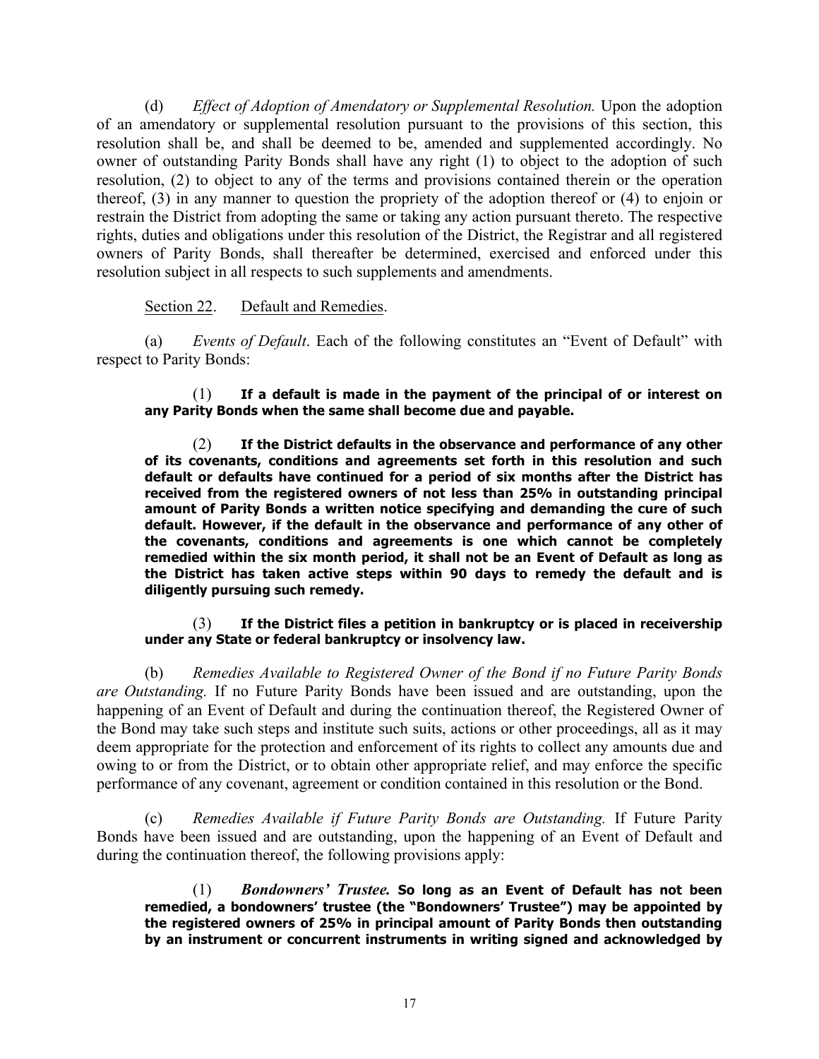(d) *Effect of Adoption of Amendatory or Supplemental Resolution.* Upon the adoption of an amendatory or supplemental resolution pursuant to the provisions of this section, this resolution shall be, and shall be deemed to be, amended and supplemented accordingly. No owner of outstanding Parity Bonds shall have any right (1) to object to the adoption of such resolution, (2) to object to any of the terms and provisions contained therein or the operation thereof, (3) in any manner to question the propriety of the adoption thereof or (4) to enjoin or restrain the District from adopting the same or taking any action pursuant thereto. The respective rights, duties and obligations under this resolution of the District, the Registrar and all registered owners of Parity Bonds, shall thereafter be determined, exercised and enforced under this resolution subject in all respects to such supplements and amendments.

Section 22. Default and Remedies.

(a) *Events of Default*. Each of the following constitutes an "Event of Default" with respect to Parity Bonds:

(1) **If a default is made in the payment of the principal of or interest on any Parity Bonds when the same shall become due and payable.**

(2) **If the District defaults in the observance and performance of any other of its covenants, conditions and agreements set forth in this resolution and such default or defaults have continued for a period of six months after the District has received from the registered owners of not less than 25% in outstanding principal amount of Parity Bonds a written notice specifying and demanding the cure of such default. However, if the default in the observance and performance of any other of the covenants, conditions and agreements is one which cannot be completely remedied within the six month period, it shall not be an Event of Default as long as the District has taken active steps within 90 days to remedy the default and is diligently pursuing such remedy.**

(3) **If the District files a petition in bankruptcy or is placed in receivership under any State or federal bankruptcy or insolvency law.**

(b) *Remedies Available to Registered Owner of the Bond if no Future Parity Bonds are Outstanding.* If no Future Parity Bonds have been issued and are outstanding, upon the happening of an Event of Default and during the continuation thereof, the Registered Owner of the Bond may take such steps and institute such suits, actions or other proceedings, all as it may deem appropriate for the protection and enforcement of its rights to collect any amounts due and owing to or from the District, or to obtain other appropriate relief, and may enforce the specific performance of any covenant, agreement or condition contained in this resolution or the Bond.

(c) *Remedies Available if Future Parity Bonds are Outstanding.* If Future Parity Bonds have been issued and are outstanding, upon the happening of an Event of Default and during the continuation thereof, the following provisions apply:

(1) ***Bondowners' Trustee.*** **So long as an Event of Default has not been remedied, a bondowners' trustee (the "Bondowners' Trustee") may be appointed by the registered owners of 25% in principal amount of Parity Bonds then outstanding by an instrument or concurrent instruments in writing signed and acknowledged by**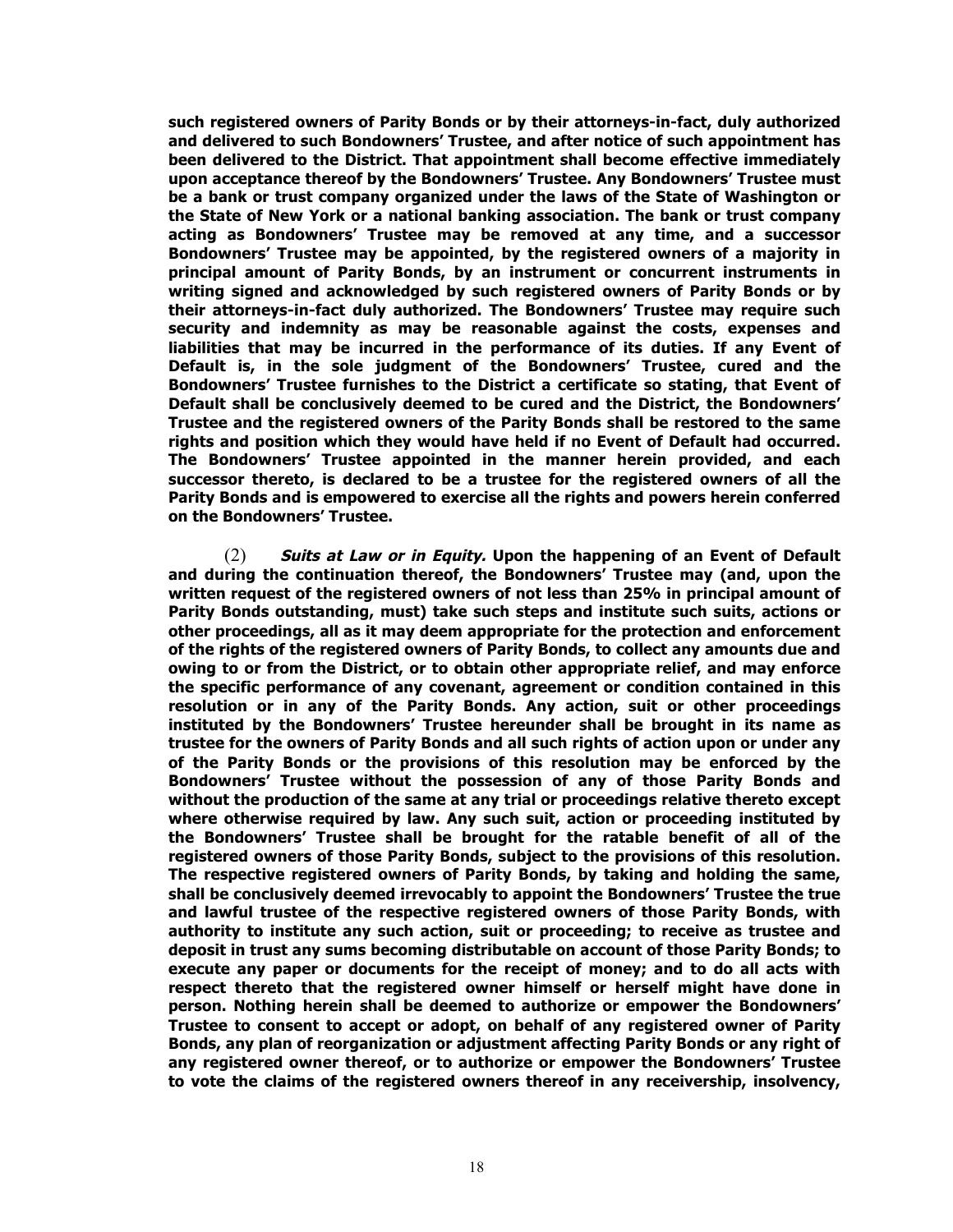**such registered owners of Parity Bonds or by their attorneys-in-fact, duly authorized and delivered to such Bondowners' Trustee, and after notice of such appointment has been delivered to the District. That appointment shall become effective immediately upon acceptance thereof by the Bondowners' Trustee. Any Bondowners' Trustee must be a bank or trust company organized under the laws of the State of Washington or the State of New York or a national banking association. The bank or trust company acting as Bondowners' Trustee may be removed at any time, and a successor Bondowners' Trustee may be appointed, by the registered owners of a majority in principal amount of Parity Bonds, by an instrument or concurrent instruments in writing signed and acknowledged by such registered owners of Parity Bonds or by their attorneys-in-fact duly authorized. The Bondowners' Trustee may require such security and indemnity as may be reasonable against the costs, expenses and liabilities that may be incurred in the performance of its duties. If any Event of Default is, in the sole judgment of the Bondowners' Trustee, cured and the Bondowners' Trustee furnishes to the District a certificate so stating, that Event of Default shall be conclusively deemed to be cured and the District, the Bondowners' Trustee and the registered owners of the Parity Bonds shall be restored to the same rights and position which they would have held if no Event of Default had occurred. The Bondowners' Trustee appointed in the manner herein provided, and each successor thereto, is declared to be a trustee for the registered owners of all the Parity Bonds and is empowered to exercise all the rights and powers herein conferred on the Bondowners' Trustee.**

(2) ***Suits at Law or in Equity.*** **Upon the happening of an Event of Default and during the continuation thereof, the Bondowners' Trustee may (and, upon the written request of the registered owners of not less than 25% in principal amount of Parity Bonds outstanding, must) take such steps and institute such suits, actions or other proceedings, all as it may deem appropriate for the protection and enforcement of the rights of the registered owners of Parity Bonds, to collect any amounts due and owing to or from the District, or to obtain other appropriate relief, and may enforce the specific performance of any covenant, agreement or condition contained in this resolution or in any of the Parity Bonds. Any action, suit or other proceedings instituted by the Bondowners' Trustee hereunder shall be brought in its name as trustee for the owners of Parity Bonds and all such rights of action upon or under any of the Parity Bonds or the provisions of this resolution may be enforced by the Bondowners' Trustee without the possession of any of those Parity Bonds and without the production of the same at any trial or proceedings relative thereto except where otherwise required by law. Any such suit, action or proceeding instituted by the Bondowners' Trustee shall be brought for the ratable benefit of all of the registered owners of those Parity Bonds, subject to the provisions of this resolution. The respective registered owners of Parity Bonds, by taking and holding the same, shall be conclusively deemed irrevocably to appoint the Bondowners' Trustee the true and lawful trustee of the respective registered owners of those Parity Bonds, with authority to institute any such action, suit or proceeding; to receive as trustee and deposit in trust any sums becoming distributable on account of those Parity Bonds; to execute any paper or documents for the receipt of money; and to do all acts with respect thereto that the registered owner himself or herself might have done in person. Nothing herein shall be deemed to authorize or empower the Bondowners' Trustee to consent to accept or adopt, on behalf of any registered owner of Parity Bonds, any plan of reorganization or adjustment affecting Parity Bonds or any right of any registered owner thereof, or to authorize or empower the Bondowners' Trustee to vote the claims of the registered owners thereof in any receivership, insolvency,**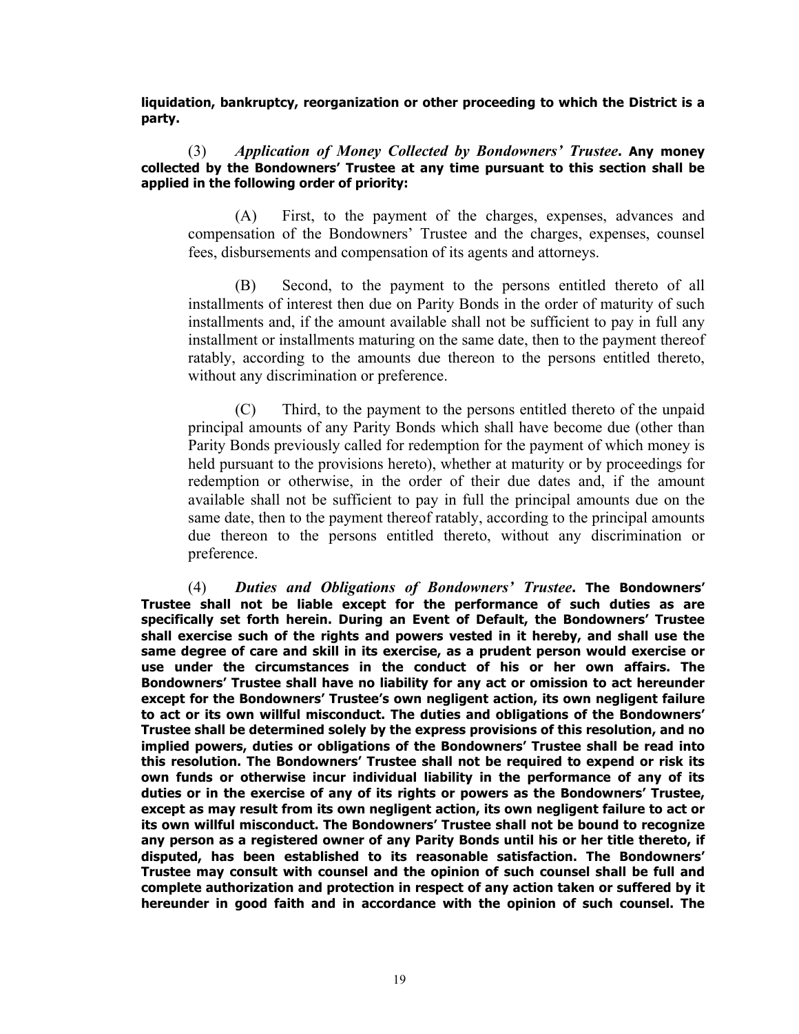**liquidation, bankruptcy, reorganization or other proceeding to which the District is a party.**

(3) ***Application of Money Collected by Bondowners' Trustee*. Any money collected by the Bondowners' Trustee at any time pursuant to this section shall be applied in the following order of priority:**

(A) First, to the payment of the charges, expenses, advances and compensation of the Bondowners' Trustee and the charges, expenses, counsel fees, disbursements and compensation of its agents and attorneys.

(B) Second, to the payment to the persons entitled thereto of all installments of interest then due on Parity Bonds in the order of maturity of such installments and, if the amount available shall not be sufficient to pay in full any installment or installments maturing on the same date, then to the payment thereof ratably, according to the amounts due thereon to the persons entitled thereto, without any discrimination or preference.

(C) Third, to the payment to the persons entitled thereto of the unpaid principal amounts of any Parity Bonds which shall have become due (other than Parity Bonds previously called for redemption for the payment of which money is held pursuant to the provisions hereto), whether at maturity or by proceedings for redemption or otherwise, in the order of their due dates and, if the amount available shall not be sufficient to pay in full the principal amounts due on the same date, then to the payment thereof ratably, according to the principal amounts due thereon to the persons entitled thereto, without any discrimination or preference.

(4) ***Duties and Obligations of Bondowners' Trustee*. The Bondowners' Trustee shall not be liable except for the performance of such duties as are specifically set forth herein. During an Event of Default, the Bondowners' Trustee shall exercise such of the rights and powers vested in it hereby, and shall use the same degree of care and skill in its exercise, as a prudent person would exercise or use under the circumstances in the conduct of his or her own affairs. The Bondowners' Trustee shall have no liability for any act or omission to act hereunder except for the Bondowners' Trustee's own negligent action, its own negligent failure to act or its own willful misconduct. The duties and obligations of the Bondowners' Trustee shall be determined solely by the express provisions of this resolution, and no implied powers, duties or obligations of the Bondowners' Trustee shall be read into this resolution. The Bondowners' Trustee shall not be required to expend or risk its own funds or otherwise incur individual liability in the performance of any of its duties or in the exercise of any of its rights or powers as the Bondowners' Trustee, except as may result from its own negligent action, its own negligent failure to act or its own willful misconduct. The Bondowners' Trustee shall not be bound to recognize any person as a registered owner of any Parity Bonds until his or her title thereto, if disputed, has been established to its reasonable satisfaction. The Bondowners' Trustee may consult with counsel and the opinion of such counsel shall be full and complete authorization and protection in respect of any action taken or suffered by it hereunder in good faith and in accordance with the opinion of such counsel. The**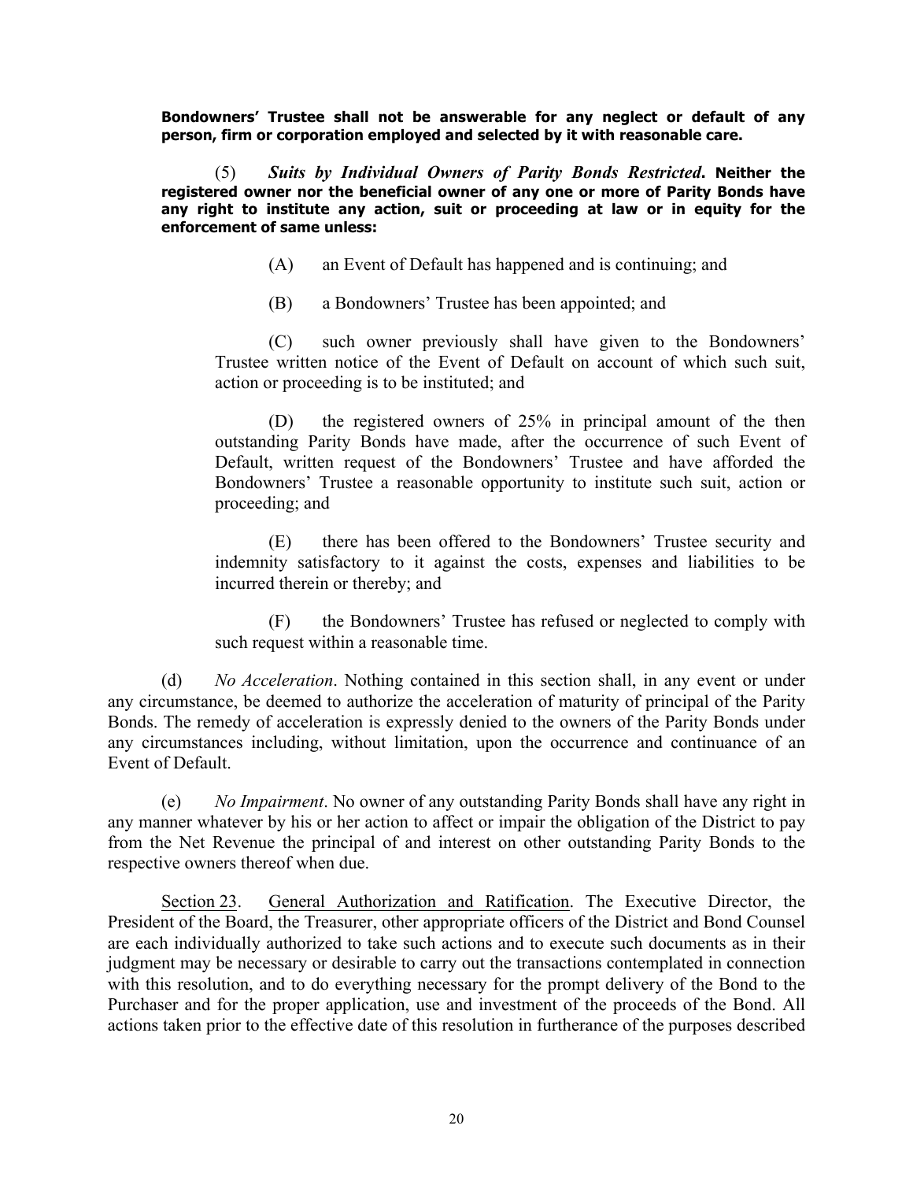**Bondowners' Trustee shall not be answerable for any neglect or default of any person, firm or corporation employed and selected by it with reasonable care.**

(5) ***Suits by Individual Owners of Parity Bonds Restricted*. Neither the registered owner nor the beneficial owner of any one or more of Parity Bonds have any right to institute any action, suit or proceeding at law or in equity for the enforcement of same unless:**

(A) an Event of Default has happened and is continuing; and

(B) a Bondowners' Trustee has been appointed; and

(C) such owner previously shall have given to the Bondowners' Trustee written notice of the Event of Default on account of which such suit, action or proceeding is to be instituted; and

(D) the registered owners of 25% in principal amount of the then outstanding Parity Bonds have made, after the occurrence of such Event of Default, written request of the Bondowners' Trustee and have afforded the Bondowners' Trustee a reasonable opportunity to institute such suit, action or proceeding; and

(E) there has been offered to the Bondowners' Trustee security and indemnity satisfactory to it against the costs, expenses and liabilities to be incurred therein or thereby; and

(F) the Bondowners' Trustee has refused or neglected to comply with such request within a reasonable time.

(d) *No Acceleration*. Nothing contained in this section shall, in any event or under any circumstance, be deemed to authorize the acceleration of maturity of principal of the Parity Bonds. The remedy of acceleration is expressly denied to the owners of the Parity Bonds under any circumstances including, without limitation, upon the occurrence and continuance of an Event of Default.

(e) *No Impairment*. No owner of any outstanding Parity Bonds shall have any right in any manner whatever by his or her action to affect or impair the obligation of the District to pay from the Net Revenue the principal of and interest on other outstanding Parity Bonds to the respective owners thereof when due.

Section 23. General Authorization and Ratification. The Executive Director, the President of the Board, the Treasurer, other appropriate officers of the District and Bond Counsel are each individually authorized to take such actions and to execute such documents as in their judgment may be necessary or desirable to carry out the transactions contemplated in connection with this resolution, and to do everything necessary for the prompt delivery of the Bond to the Purchaser and for the proper application, use and investment of the proceeds of the Bond. All actions taken prior to the effective date of this resolution in furtherance of the purposes described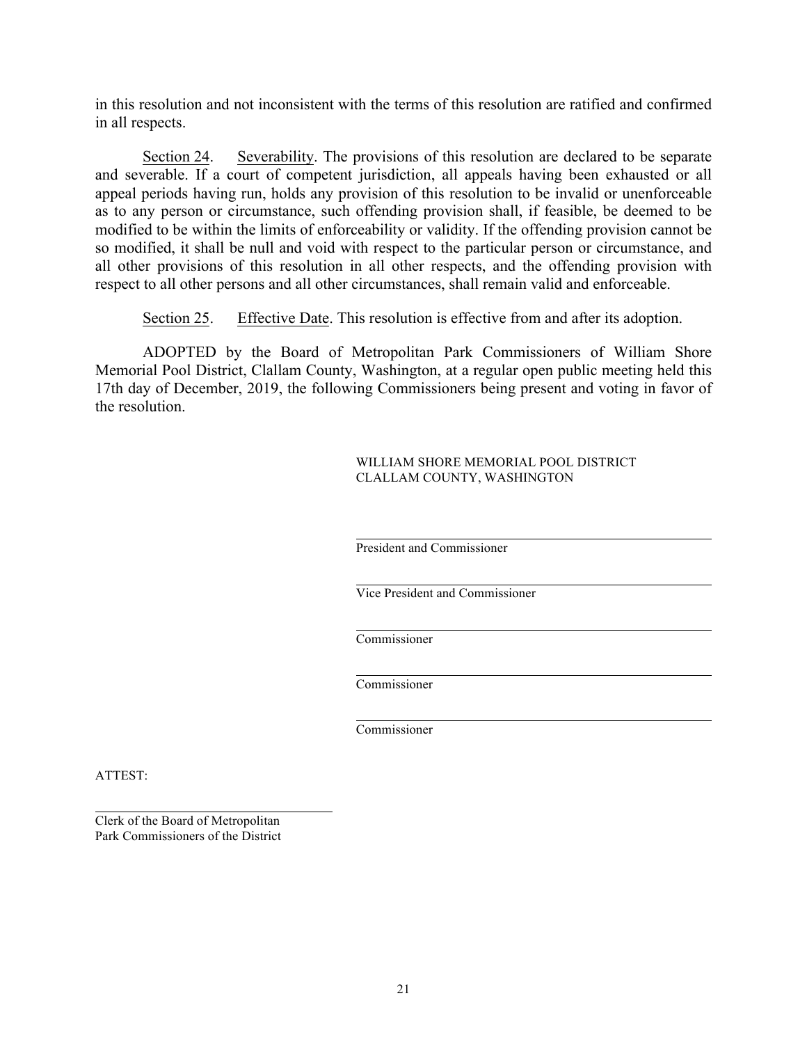in this resolution and not inconsistent with the terms of this resolution are ratified and confirmed in all respects.

Section 24. Severability. The provisions of this resolution are declared to be separate and severable. If a court of competent jurisdiction, all appeals having been exhausted or all appeal periods having run, holds any provision of this resolution to be invalid or unenforceable as to any person or circumstance, such offending provision shall, if feasible, be deemed to be modified to be within the limits of enforceability or validity. If the offending provision cannot be so modified, it shall be null and void with respect to the particular person or circumstance, and all other provisions of this resolution in all other respects, and the offending provision with respect to all other persons and all other circumstances, shall remain valid and enforceable.

Section 25. Effective Date. This resolution is effective from and after its adoption.

ADOPTED by the Board of Metropolitan Park Commissioners of William Shore Memorial Pool District, Clallam County, Washington, at a regular open public meeting held this 17th day of December, 2019, the following Commissioners being present and voting in favor of the resolution.

WILLIAM SHORE MEMORIAL POOL DISTRICT
CLALLAM COUNTY, WASHINGTON

\_\_\_\_\_\_\_\_\_\_\_\_\_\_\_\_\_\_\_\_\_\_\_\_\_\_\_\_\_\_\_\_\_\_\_\_\_\_\_\_
President and Commissioner

\_\_\_\_\_\_\_\_\_\_\_\_\_\_\_\_\_\_\_\_\_\_\_\_\_\_\_\_\_\_\_\_\_\_\_\_\_\_\_\_
Vice President and Commissioner

\_\_\_\_\_\_\_\_\_\_\_\_\_\_\_\_\_\_\_\_\_\_\_\_\_\_\_\_\_\_\_\_\_\_\_\_\_\_\_\_
Commissioner

\_\_\_\_\_\_\_\_\_\_\_\_\_\_\_\_\_\_\_\_\_\_\_\_\_\_\_\_\_\_\_\_\_\_\_\_\_\_\_\_
Commissioner

\_\_\_\_\_\_\_\_\_\_\_\_\_\_\_\_\_\_\_\_\_\_\_\_\_\_\_\_\_\_\_\_\_\_\_\_\_\_\_\_
Commissioner

ATTEST:

\_\_\_\_\_\_\_\_\_\_\_\_\_\_\_\_\_\_\_\_\_\_\_\_\_\_\_\_\_\_\_\_\_\_\_\_\_\_\_\_
Clerk of the Board of Metropolitan
Park Commissioners of the District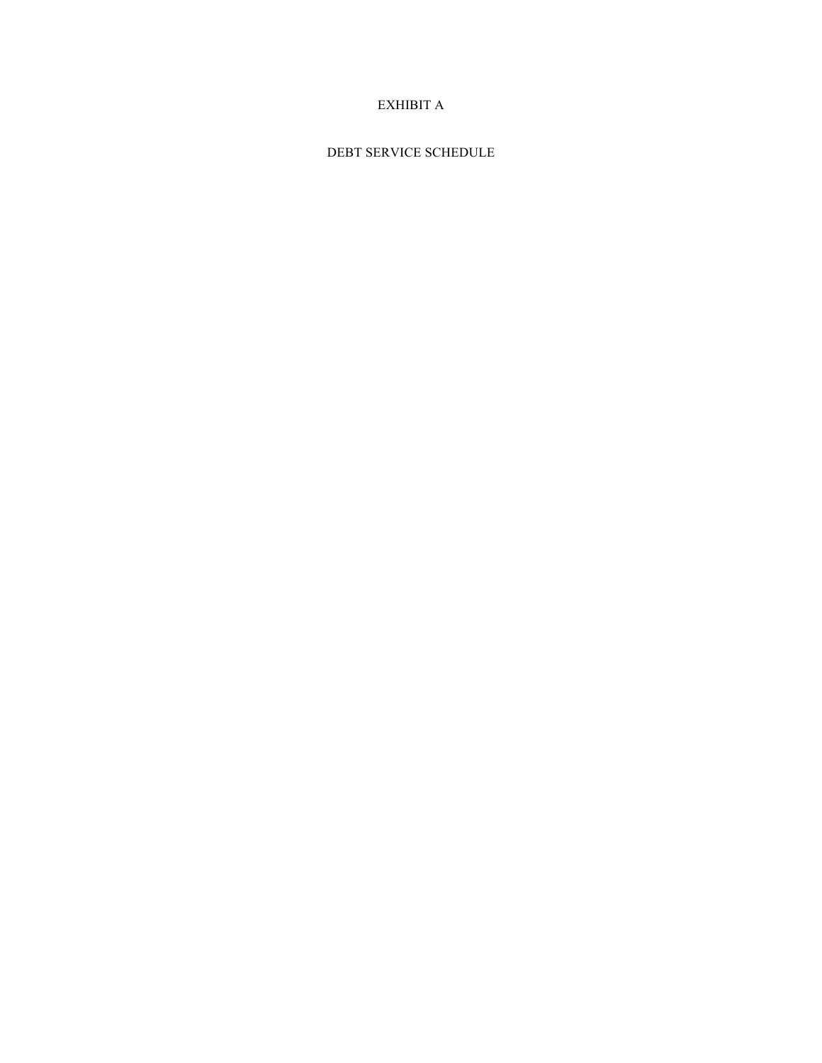# EXHIBIT A

## DEBT SERVICE SCHEDULE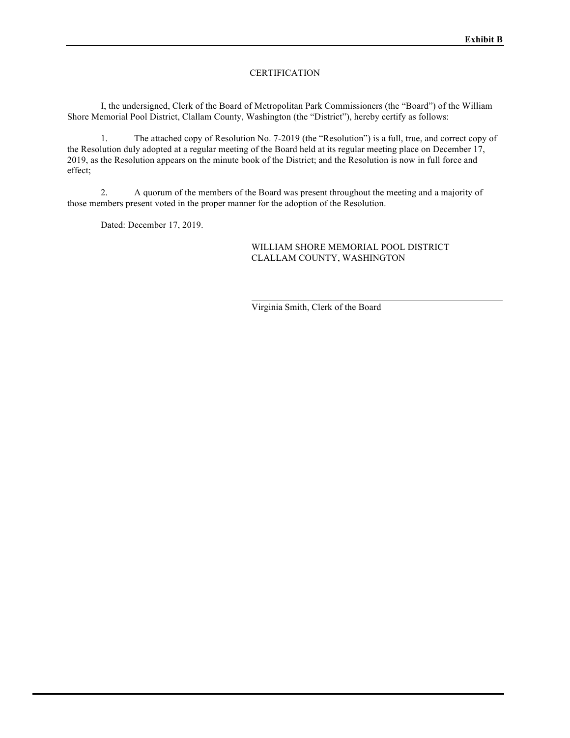**Exhibit B**

CERTIFICATION

I, the undersigned, Clerk of the Board of Metropolitan Park Commissioners (the "Board") of the William Shore Memorial Pool District, Clallam County, Washington (the "District"), hereby certify as follows:

1. The attached copy of Resolution No. 7-2019 (the "Resolution") is a full, true, and correct copy of the Resolution duly adopted at a regular meeting of the Board held at its regular meeting place on December 17, 2019, as the Resolution appears on the minute book of the District; and the Resolution is now in full force and effect;

2. A quorum of the members of the Board was present throughout the meeting and a majority of those members present voted in the proper manner for the adoption of the Resolution.

Dated: December 17, 2019.

WILLIAM SHORE MEMORIAL POOL DISTRICT
CLALLAM COUNTY, WASHINGTON

Virginia Smith, Clerk of the Board